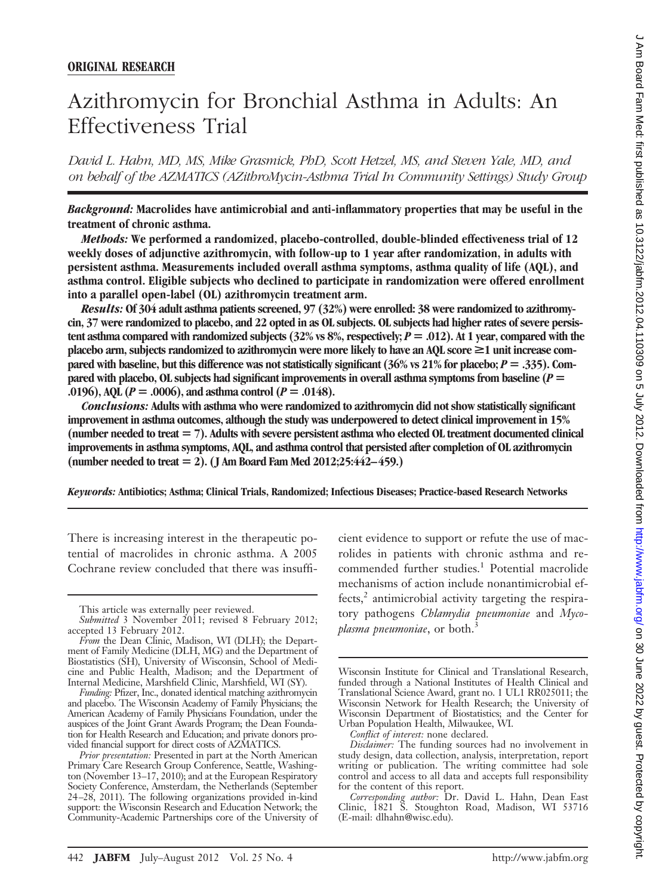**ORIGINAL RESEARCH**

# Azithromycin for Bronchial Asthma in Adults: An Effectiveness Trial

*David L. Hahn, MD, MS, Mike Grasmick, PhD, Scott Hetzel, MS, and Steven Yale, MD, and on behalf of the AZMATICS (AZithroMycin-Asthma Trial In Community Settings) Study Group*

***Background:*** **Macrolides have antimicrobial and anti-inflammatory properties that may be useful in the treatment of chronic asthma.**

***Methods:*** **We performed a randomized, placebo-controlled, double-blinded effectiveness trial of 12 weekly doses of adjunctive azithromycin, with follow-up to 1 year after randomization, in adults with persistent asthma. Measurements included overall asthma symptoms, asthma quality of life (AQL), and asthma control. Eligible subjects who declined to participate in randomization were offered enrollment into a parallel open-label (OL) azithromycin treatment arm.**

***Results:*** **Of 304 adult asthma patients screened, 97 (32%) were enrolled: 38 were randomized to azithromycin, 37 were randomized to placebo, and 22 opted in as OL subjects. OL subjects had higher rates of severe persistent asthma compared with randomized subjects (32% vs 8%, respectively; $P = .012$). At 1 year, compared with the placebo arm, subjects randomized to azithromycin were more likely to have an AQL score ≥1 unit increase compared with baseline, but this difference was not statistically significant (36% vs 21% for placebo; $P = .335$). Compared with placebo, OL subjects had significant improvements in overall asthma symptoms from baseline ($P = .0196$), AQL ($P = .0006$), and asthma control ($P = .0148$).**

***Conclusions:*** **Adults with asthma who were randomized to azithromycin did not show statistically significant improvement in asthma outcomes, although the study was underpowered to detect clinical improvement in 15% (number needed to treat = 7). Adults with severe persistent asthma who elected OL treatment documented clinical improvements in asthma symptoms, AQL, and asthma control that persisted after completion of OL azithromycin (number needed to treat = 2). (J Am Board Fam Med 2012;25:442–459.)**

***Keywords:*** **Antibiotics; Asthma; Clinical Trials, Randomized; Infectious Diseases; Practice-based Research Networks**

There is increasing interest in the therapeutic potential of macrolides in chronic asthma. A 2005 Cochrane review concluded that there was insufficient evidence to support or refute the use of macrolides in patients with chronic asthma and recommended further studies.[1] Potential macrolide mechanisms of action include nonantimicrobial effects,[2] antimicrobial activity targeting the respiratory pathogens *Chlamydia pneumoniae* and *Mycoplasma pneumoniae*, or both.[3]

This article was externally peer reviewed.

*Submitted* 3 November 2011; revised 8 February 2012; accepted 13 February 2012.

*From* the Dean Clinic, Madison, WI (DLH); the Department of Family Medicine (DLH, MG) and the Department of Biostatistics (SH), University of Wisconsin, School of Medicine and Public Health, Madison; and the Department of Internal Medicine, Marshfield Clinic, Marshfield, WI (SY).

*Funding:* Pfizer, Inc., donated identical matching azithromycin and placebo. The Wisconsin Academy of Family Physicians; the American Academy of Family Physicians Foundation, under the auspices of the Joint Grant Awards Program; the Dean Foundation for Health Research and Education; and private donors provided financial support for direct costs of AZMATICS.

*Prior presentation:* Presented in part at the North American Primary Care Research Group Conference, Seattle, Washington (November 13–17, 2010); and at the European Respiratory Society Conference, Amsterdam, the Netherlands (September 24–28, 2011). The following organizations provided in-kind support: the Wisconsin Research and Education Network; the Community-Academic Partnerships core of the University of Wisconsin Institute for Clinical and Translational Research, funded through a National Institutes of Health Clinical and Translational Science Award, grant no. 1 UL1 RR025011; the Wisconsin Network for Health Research; the University of Wisconsin Department of Biostatistics; and the Center for Urban Population Health, Milwaukee, WI.

*Conflict of interest:* none declared.

*Disclaimer:* The funding sources had no involvement in study design, data collection, analysis, interpretation, report writing or publication. The writing committee had sole control and access to all data and accepts full responsibility for the content of this report.

*Corresponding author:* Dr. David L. Hahn, Dean East Clinic, 1821 S. Stoughton Road, Madison, WI 53716 (E-mail: dlhahn@wisc.edu).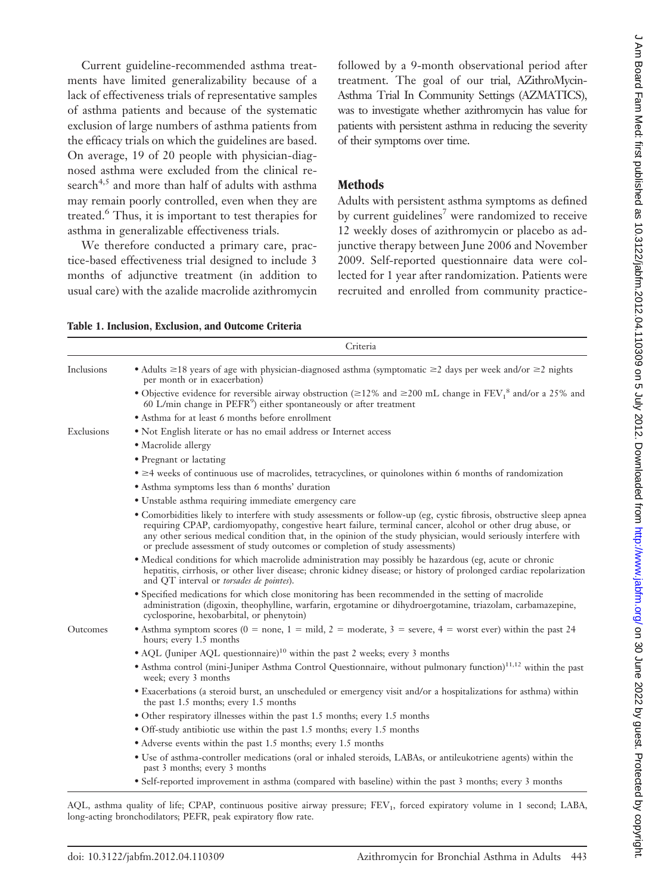Current guideline-recommended asthma treatments have limited generalizability because of a lack of effectiveness trials of representative samples of asthma patients and because of the systematic exclusion of large numbers of asthma patients from the efficacy trials on which the guidelines are based. On average, 19 of 20 people with physician-diagnosed asthma were excluded from the clinical research[4,5] and more than half of adults with asthma may remain poorly controlled, even when they are treated.[6] Thus, it is important to test therapies for asthma in generalizable effectiveness trials.

We therefore conducted a primary care, practice-based effectiveness trial designed to include 3 months of adjunctive treatment (in addition to usual care) with the azalide macrolide azithromycin followed by a 9-month observational period after treatment. The goal of our trial, AZithroMycin-Asthma Trial In Community Settings (AZMATICS), was to investigate whether azithromycin has value for patients with persistent asthma in reducing the severity of their symptoms over time.

## Methods

Adults with persistent asthma symptoms as defined by current guidelines[7] were randomized to receive 12 weekly doses of azithromycin or placebo as adjunctive therapy between June 2006 and November 2009. Self-reported questionnaire data were collected for 1 year after randomization. Patients were recruited and enrolled from community practice-

**Table 1. Inclusion, Exclusion, and Outcome Criteria**

| | Criteria |
|---|---|
| Inclusions | • Adults ≥18 years of age with physician-diagnosed asthma (symptomatic ≥2 days per week and/or ≥2 nights per month or in exacerbation) |
| | • Objective evidence for reversible airway obstruction (≥12% and ≥200 mL change in $FEV_1$[8] and/or a 25% and 60 L/min change in PEFR[9]) either spontaneously or after treatment |
| | • Asthma for at least 6 months before enrollment |
| Exclusions | • Not English literate or has no email address or Internet access |
| | • Macrolide allergy |
| | • Pregnant or lactating |
| | • ≥4 weeks of continuous use of macrolides, tetracyclines, or quinolones within 6 months of randomization |
| | • Asthma symptoms less than 6 months' duration |
| | • Unstable asthma requiring immediate emergency care |
| | • Comorbidities likely to interfere with study assessments or follow-up (eg, cystic fibrosis, obstructive sleep apnea requiring CPAP, cardiomyopathy, congestive heart failure, terminal cancer, alcohol or other drug abuse, or any other serious medical condition that, in the opinion of the study physician, would seriously interfere with or preclude assessment of study outcomes or completion of study assessments) |
| | • Medical conditions for which macrolide administration may possibly be hazardous (eg, acute or chronic hepatitis, cirrhosis, or other liver disease; chronic kidney disease; or history of prolonged cardiac repolarization and QT interval or *torsades de pointes*). |
| | • Specified medications for which close monitoring has been recommended in the setting of macrolide administration (digoxin, theophylline, warfarin, ergotamine or dihydroergotamine, triazolam, carbamazepine, cyclosporine, hexobarbital, or phenytoin) |
| Outcomes | • Asthma symptom scores (0 = none, 1 = mild, 2 = moderate, 3 = severe, 4 = worst ever) within the past 24 hours; every 1.5 months |
| | • AQL (Juniper AQL questionnaire)[10] within the past 2 weeks; every 3 months |
| | • Asthma control (mini-Juniper Asthma Control Questionnaire, without pulmonary function)[11,12] within the past week; every 3 months |
| | • Exacerbations (a steroid burst, an unscheduled or emergency visit and/or a hospitalizations for asthma) within the past 1.5 months; every 1.5 months |
| | • Other respiratory illnesses within the past 1.5 months; every 1.5 months |
| | • Off-study antibiotic use within the past 1.5 months; every 1.5 months |
| | • Adverse events within the past 1.5 months; every 1.5 months |
| | • Use of asthma-controller medications (oral or inhaled steroids, LABAs, or antileukotriene agents) within the past 3 months; every 3 months |
| | • Self-reported improvement in asthma (compared with baseline) within the past 3 months; every 3 months |

AQL, asthma quality of life; CPAP, continuous positive airway pressure; $FEV_1$, forced expiratory volume in 1 second; LABA, long-acting bronchodilators; PEFR, peak expiratory flow rate.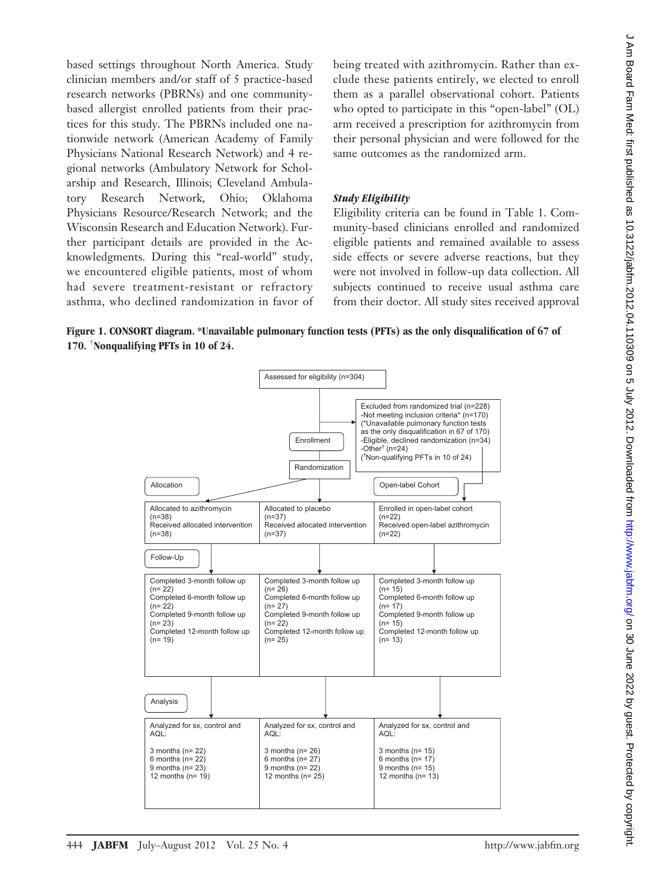based settings throughout North America. Study clinician members and/or staff of 5 practice-based research networks (PBRNs) and one community-based allergist enrolled patients from their practices for this study. The PBRNs included one nationwide network (American Academy of Family Physicians National Research Network) and 4 regional networks (Ambulatory Network for Scholarship and Research, Illinois; Cleveland Ambulatory Research Network, Ohio; Oklahoma Physicians Resource/Research Network; and the Wisconsin Research and Education Network). Further participant details are provided in the Acknowledgments. During this "real-world" study, we encountered eligible patients, most of whom had severe treatment-resistant or refractory asthma, who declined randomization in favor of being treated with azithromycin. Rather than exclude these patients entirely, we elected to enroll them as a parallel observational cohort. Patients who opted to participate in this "open-label" (OL) arm received a prescription for azithromycin from their personal physician and were followed for the same outcomes as the randomized arm.

### *Study Eligibility*

Eligibility criteria can be found in Table 1. Community-based clinicians enrolled and randomized eligible patients and remained available to assess side effects or severe adverse reactions, but they were not involved in follow-up data collection. All subjects continued to receive usual asthma care from their doctor. All study sites received approval

**Figure 1. CONSORT diagram. *Unavailable pulmonary function tests (PFTs) as the only disqualification of 67 of 170. †Nonqualifying PFTs in 10 of 24.**

Assessed for eligibility (n=304)

Enrollment

Excluded from randomized trial (n=228)
- Not meeting inclusion criteria* (n=170)
(*Unavailable pulmonary function tests as the only disqualification in 67 of 170)
- Eligible, declined randomization (n=34)
- Other† (n=24)
(†Non-qualifying PFTs in 10 of 24)

Randomization

| | Allocation | | Open-label Cohort |
|---|---|---|---|
| Allocation | Allocated to azithromycin (n=38)<br>Received allocated intervention (n=38) | Allocated to placebo (n=37)<br>Received allocated intervention (n=37) | Enrolled in open-label cohort (n=22)<br>Received open-label azithromycin (n=22) |
| Follow-Up | Completed 3-month follow up (n= 22)<br>Completed 6-month follow up (n= 22)<br>Completed 9-month follow up (n= 23)<br>Completed 12-month follow up (n= 19) | Completed 3-month follow up (n= 26)<br>Completed 6-month follow up (n= 27)<br>Completed 9-month follow up (n= 22)<br>Completed 12-month follow up (n= 25) | Completed 3-month follow up (n= 15)<br>Completed 6-month follow up (n= 17)<br>Completed 9-month follow up (n= 15)<br>Completed 12-month follow up (n= 13) |
| Analysis | Analyzed for sx, control and AQL:<br>3 months (n= 22)<br>6 months (n= 22)<br>9 months (n= 23)<br>12 months (n= 19) | Analyzed for sx, control and AQL:<br>3 months (n= 26)<br>6 months (n= 27)<br>9 months (n= 22)<br>12 months (n= 25) | Analyzed for sx, control and AQL:<br>3 months (n= 15)<br>6 months (n= 17)<br>9 months (n= 15)<br>12 months (n= 13) |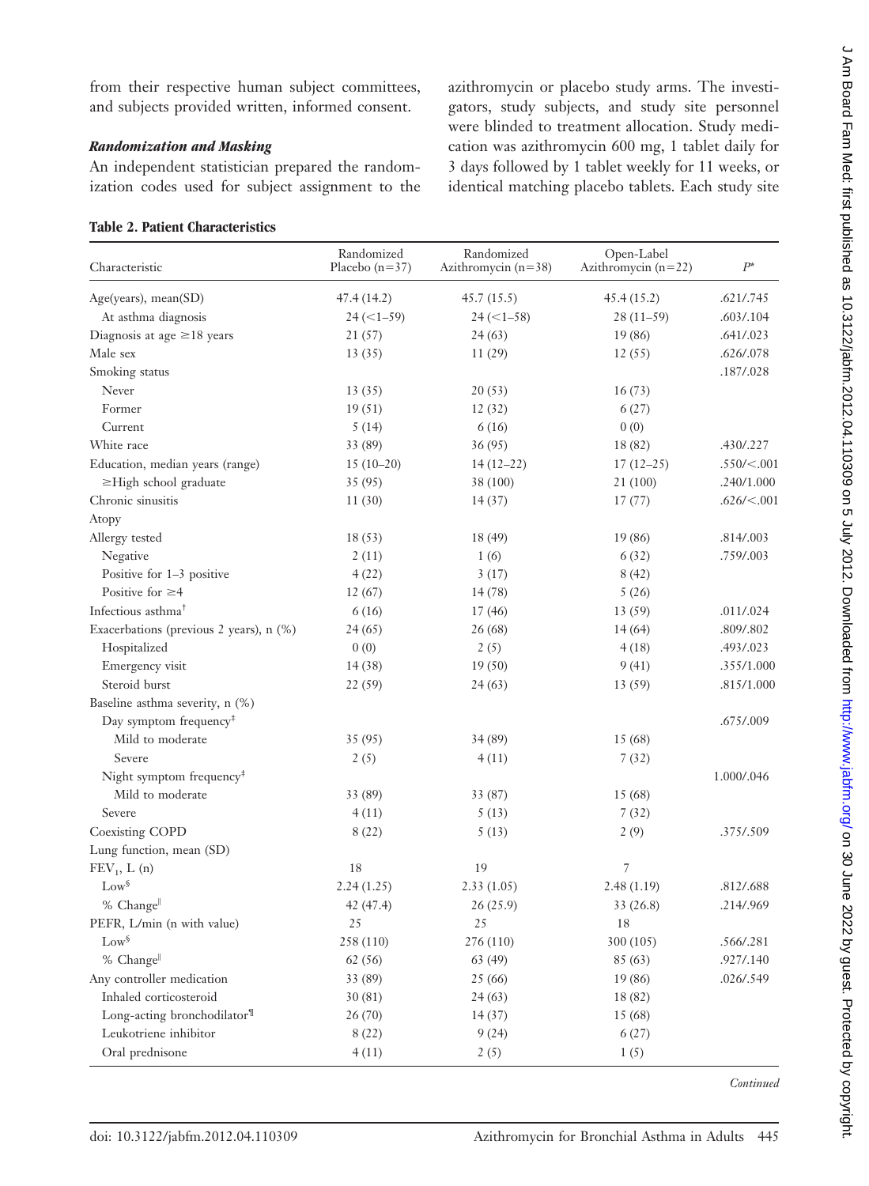from their respective human subject committees, and subjects provided written, informed consent.

### *Randomization and Masking*

An independent statistician prepared the randomization codes used for subject assignment to the azithromycin or placebo study arms. The investigators, study subjects, and study site personnel were blinded to treatment allocation. Study medication was azithromycin 600 mg, 1 tablet daily for 3 days followed by 1 tablet weekly for 11 weeks, or identical matching placebo tablets. Each study site

**Table 2. Patient Characteristics**

| Characteristic | Randomized Placebo (n=37) | Randomized Azithromycin (n=38) | Open-Label Azithromycin (n=22) | P* |
|---|---|---|---|---|
| Age(years), mean(SD) | 47.4 (14.2) | 45.7 (15.5) | 45.4 (15.2) | .621/.745 |
| At asthma diagnosis | 24 (<1–59) | 24 (<1–58) | 28 (11–59) | .603/.104 |
| Diagnosis at age ≥18 years | 21 (57) | 24 (63) | 19 (86) | .641/.023 |
| Male sex | 13 (35) | 11 (29) | 12 (55) | .626/.078 |
| Smoking status | | | | .187/.028 |
| Never | 13 (35) | 20 (53) | 16 (73) | |
| Former | 19 (51) | 12 (32) | 6 (27) | |
| Current | 5 (14) | 6 (16) | 0 (0) | |
| White race | 33 (89) | 36 (95) | 18 (82) | .430/.227 |
| Education, median years (range) | 15 (10–20) | 14 (12–22) | 17 (12–25) | .550/<.001 |
| ≥High school graduate | 35 (95) | 38 (100) | 21 (100) | .240/1.000 |
| Chronic sinusitis | 11 (30) | 14 (37) | 17 (77) | .626/<.001 |
| Atopy | | | | |
| Allergy tested | 18 (53) | 18 (49) | 19 (86) | .814/.003 |
| Negative | 2 (11) | 1 (6) | 6 (32) | .759/.003 |
| Positive for 1–3 positive | 4 (22) | 3 (17) | 8 (42) | |
| Positive for ≥4 | 12 (67) | 14 (78) | 5 (26) | |
| Infectious asthma[†] | 6 (16) | 17 (46) | 13 (59) | .011/.024 |
| Exacerbations (previous 2 years), n (%) | 24 (65) | 26 (68) | 14 (64) | .809/.802 |
| Hospitalized | 0 (0) | 2 (5) | 4 (18) | .493/.023 |
| Emergency visit | 14 (38) | 19 (50) | 9 (41) | .355/1.000 |
| Steroid burst | 22 (59) | 24 (63) | 13 (59) | .815/1.000 |
| Baseline asthma severity, n (%) | | | | |
| Day symptom frequency[‡] | | | | .675/.009 |
| Mild to moderate | 35 (95) | 34 (89) | 15 (68) | |
| Severe | 2 (5) | 4 (11) | 7 (32) | |
| Night symptom frequency[‡] | | | | 1.000/.046 |
| Mild to moderate | 33 (89) | 33 (87) | 15 (68) | |
| Severe | 4 (11) | 5 (13) | 7 (32) | |
| Coexisting COPD | 8 (22) | 5 (13) | 2 (9) | .375/.509 |
| Lung function, mean (SD) | | | | |
| $FEV_1$, L (n) | 18 | 19 | 7 | |
| Low[§] | 2.24 (1.25) | 2.33 (1.05) | 2.48 (1.19) | .812/.688 |
| % Change[‖] | 42 (47.4) | 26 (25.9) | 33 (26.8) | .214/.969 |
| PEFR, L/min (n with value) | 25 | 25 | 18 | |
| Low[§] | 258 (110) | 276 (110) | 300 (105) | .566/.281 |
| % Change[‖] | 62 (56) | 63 (49) | 85 (63) | .927/.140 |
| Any controller medication | 33 (89) | 25 (66) | 19 (86) | .026/.549 |
| Inhaled corticosteroid | 30 (81) | 24 (63) | 18 (82) | |
| Long-acting bronchodilator[¶] | 26 (70) | 14 (37) | 15 (68) | |
| Leukotriene inhibitor | 8 (22) | 9 (24) | 6 (27) | |
| Oral prednisone | 4 (11) | 2 (5) | 1 (5) | |

*Continued*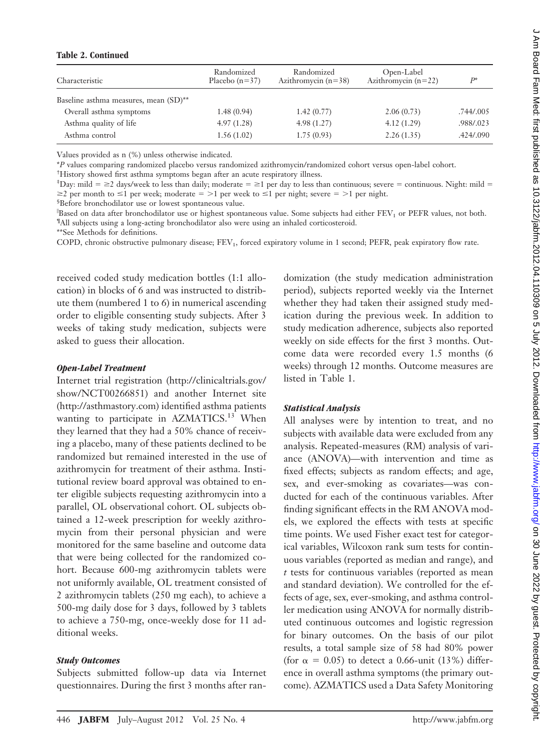**Table 2. Continued**

| Characteristic | Randomized Placebo (n=37) | Randomized Azithromycin (n=38) | Open-Label Azithromycin (n=22) | P* |
|---|---|---|---|---|
| Baseline asthma measures, mean (SD)** | | | | |
| Overall asthma symptoms | 1.48 (0.94) | 1.42 (0.77) | 2.06 (0.73) | .744/.005 |
| Asthma quality of life | 4.97 (1.28) | 4.98 (1.27) | 4.12 (1.29) | .988/.023 |
| Asthma control | 1.56 (1.02) | 1.75 (0.93) | 2.26 (1.35) | .424/.090 |

Values provided as n (%) unless otherwise indicated.

*P values comparing randomized placebo versus randomized azithromycin/randomized cohort versus open-label cohort.

†History showed first asthma symptoms began after an acute respiratory illness.

‡Day: mild = ≥2 days/week to less than daily; moderate = ≥1 per day to less than continuous; severe = continuous. Night: mild = ≥2 per month to ≤1 per week; moderate = >1 per week to ≤1 per night; severe = >1 per night.

§Before bronchodilator use or lowest spontaneous value.

‖Based on data after bronchodilator use or highest spontaneous value. Some subjects had either $FEV_1$ or PEFR values, not both.

¶All subjects using a long-acting bronchodilator also were using an inhaled corticosteroid.

**See Methods for definitions.

COPD, chronic obstructive pulmonary disease; $FEV_1$, forced expiratory volume in 1 second; PEFR, peak expiratory flow rate.

received coded study medication bottles (1:1 allocation) in blocks of 6 and was instructed to distribute them (numbered 1 to 6) in numerical ascending order to eligible consenting study subjects. After 3 weeks of taking study medication, subjects were asked to guess their allocation.

### *Open-Label Treatment*

Internet trial registration (http://clinicaltrials.gov/show/NCT00266851) and another Internet site (http://asthmastory.com) identified asthma patients wanting to participate in AZMATICS.[13] When they learned that they had a 50% chance of receiving a placebo, many of these patients declined to be randomized but remained interested in the use of azithromycin for treatment of their asthma. Institutional review board approval was obtained to enter eligible subjects requesting azithromycin into a parallel, OL observational cohort. OL subjects obtained a 12-week prescription for weekly azithromycin from their personal physician and were monitored for the same baseline and outcome data that were being collected for the randomized cohort. Because 600-mg azithromycin tablets were not uniformly available, OL treatment consisted of 2 azithromycin tablets (250 mg each), to achieve a 500-mg daily dose for 3 days, followed by 3 tablets to achieve a 750-mg, once-weekly dose for 11 additional weeks.

### *Study Outcomes*

Subjects submitted follow-up data via Internet questionnaires. During the first 3 months after randomization (the study medication administration period), subjects reported weekly via the Internet whether they had taken their assigned study medication during the previous week. In addition to study medication adherence, subjects also reported weekly on side effects for the first 3 months. Outcome data were recorded every 1.5 months (6 weeks) through 12 months. Outcome measures are listed in Table 1.

### *Statistical Analysis*

All analyses were by intention to treat, and no subjects with available data were excluded from any analysis. Repeated-measures (RM) analysis of variance (ANOVA)—with intervention and time as fixed effects; subjects as random effects; and age, sex, and ever-smoking as covariates—was conducted for each of the continuous variables. After finding significant effects in the RM ANOVA models, we explored the effects with tests at specific time points. We used Fisher exact test for categorical variables, Wilcoxon rank sum tests for continuous variables (reported as median and range), and *t* tests for continuous variables (reported as mean and standard deviation). We controlled for the effects of age, sex, ever-smoking, and asthma controller medication using ANOVA for normally distributed continuous outcomes and logistic regression for binary outcomes. On the basis of our pilot results, a total sample size of 58 had 80% power (for $\alpha = 0.05$) to detect a 0.66-unit (13%) difference in overall asthma symptoms (the primary outcome). AZMATICS used a Data Safety Monitoring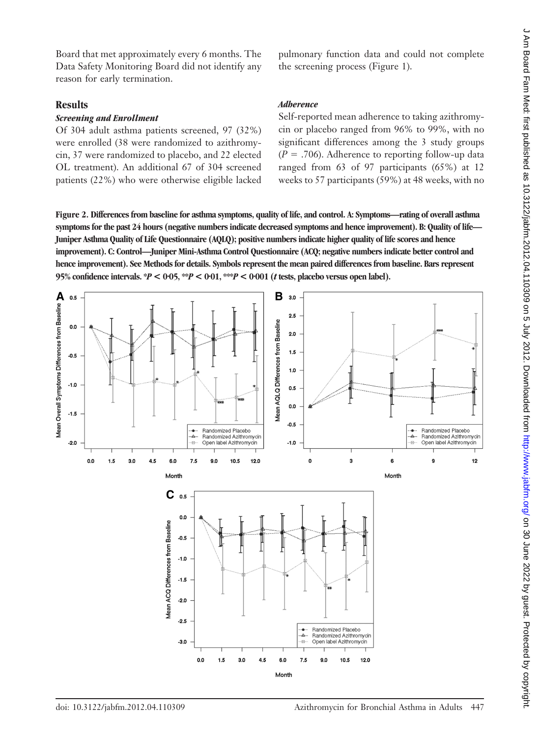Board that met approximately every 6 months. The Data Safety Monitoring Board did not identify any reason for early termination.

## Results

### *Screening and Enrollment*

Of 304 adult asthma patients screened, 97 (32%) were enrolled (38 were randomized to azithromycin, 37 were randomized to placebo, and 22 elected OL treatment). An additional 67 of 304 screened patients (22%) who were otherwise eligible lacked pulmonary function data and could not complete the screening process (Figure 1).

### *Adherence*

Self-reported mean adherence to taking azithromycin or placebo ranged from 96% to 99%, with no significant differences among the 3 study groups ($P = .706$). Adherence to reporting follow-up data ranged from 63 of 97 participants (65%) at 12 weeks to 57 participants (59%) at 48 weeks, with no

**Figure 2. Differences from baseline for asthma symptoms, quality of life, and control. A: Symptoms—rating of overall asthma symptoms for the past 24 hours (negative numbers indicate decreased symptoms and hence improvement). B: Quality of life—Juniper Asthma Quality of Life Questionnaire (AQLQ); positive numbers indicate higher quality of life scores and hence improvement). C: Control—Juniper Mini-Asthma Control Questionnaire (ACQ; negative numbers indicate better control and hence improvement). See Methods for details. Symbols represent the mean paired differences from baseline. Bars represent 95% confidence intervals. \*$P < 0{\cdot}05$, \*\*$P < 0{\cdot}01$, \*\*\*$P < 0{\cdot}001$ (*t* tests, placebo versus open label).**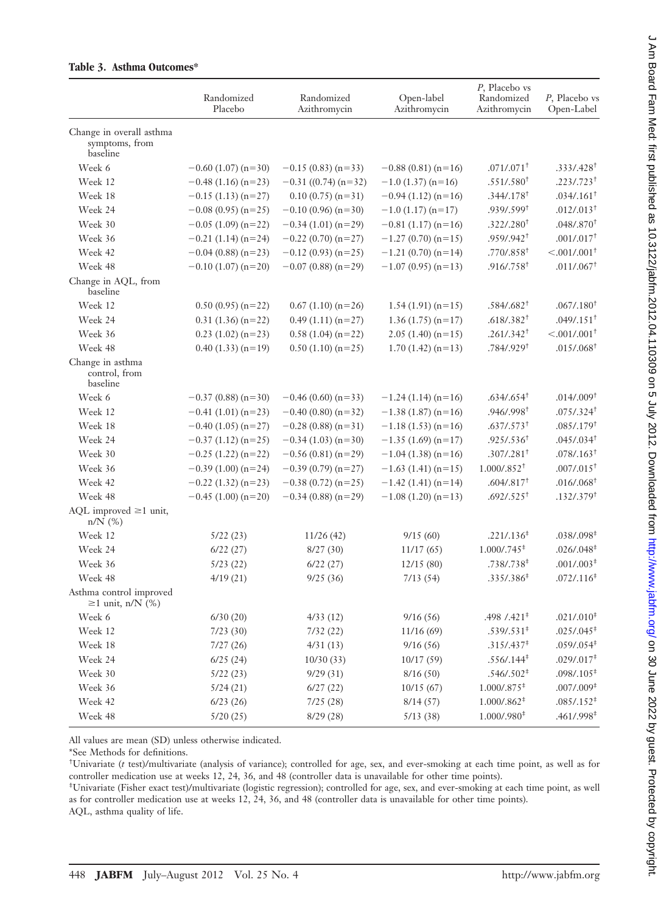**Table 3. Asthma Outcomes***

| | Randomized Placebo | Randomized Azithromycin | Open-label Azithromycin | *P*, Placebo vs Randomized Azithromycin | *P*, Placebo vs Open-Label |
|---|---|---|---|---|---|
| Change in overall asthma symptoms, from baseline | | | | | |
| Week 6 | −0.60 (1.07) (n=30) | −0.15 (0.83) (n=33) | −0.88 (0.81) (n=16) | .071/.071† | .333/.428† |
| Week 12 | −0.48 (1.16) (n=23) | −0.31 ((0.74) (n=32) | −1.0 (1.37) (n=16) | .551/.580† | .223/.723† |
| Week 18 | −0.15 (1.13) (n=27) | 0.10 (0.75) (n=31) | −0.94 (1.12) (n=16) | .344/.178† | .034/.161† |
| Week 24 | −0.08 (0.95) (n=25) | −0.10 (0.96) (n=30) | −1.0 (1.17) (n=17) | .939/.599† | .012/.013† |
| Week 30 | −0.05 (1.09) (n=22) | −0.34 (1.01) (n=29) | −0.81 (1.17) (n=16) | .322/.280† | .048/.870† |
| Week 36 | −0.21 (1.14) (n=24) | −0.22 (0.70) (n=27) | −1.27 (0.70) (n=15) | .959/.942† | .001/.017† |
| Week 42 | −0.04 (0.88) (n=23) | −0.12 (0.93) (n=25) | −1.21 (0.70) (n=14) | .770/.858† | <.001/.001† |
| Week 48 | −0.10 (1.07) (n=20) | −0.07 (0.88) (n=29) | −1.07 (0.95) (n=13) | .916/.758† | .011/.067† |
| Change in AQL, from baseline | | | | | |
| Week 12 | 0.50 (0.95) (n=22) | 0.67 (1.10) (n=26) | 1.54 (1.91) (n=15) | .584/.682† | .067/.180† |
| Week 24 | 0.31 (1.36) (n=22) | 0.49 (1.11) (n=27) | 1.36 (1.75) (n=17) | .618/.382† | .049/.151† |
| Week 36 | 0.23 (1.02) (n=23) | 0.58 (1.04) (n=22) | 2.05 (1.40) (n=15) | .261/.342† | <.001/.001† |
| Week 48 | 0.40 (1.33) (n=19) | 0.50 (1.10) (n=25) | 1.70 (1.42) (n=13) | .784/.929† | .015/.068† |
| Change in asthma control, from baseline | | | | | |
| Week 6 | −0.37 (0.88) (n=30) | −0.46 (0.60) (n=33) | −1.24 (1.14) (n=16) | .634/.654† | .014/.009† |
| Week 12 | −0.41 (1.01) (n=23) | −0.40 (0.80) (n=32) | −1.38 (1.87) (n=16) | .946/.998† | .075/.324† |
| Week 18 | −0.40 (1.05) (n=27) | −0.28 (0.88) (n=31) | −1.18 (1.53) (n=16) | .637/.573† | .085/.179† |
| Week 24 | −0.37 (1.12) (n=25) | −0.34 (1.03) (n=30) | −1.35 (1.69) (n=17) | .925/.536† | .045/.034† |
| Week 30 | −0.25 (1.22) (n=22) | −0.56 (0.81) (n=29) | −1.04 (1.38) (n=16) | .307/.281† | .078/.163† |
| Week 36 | −0.39 (1.00) (n=24) | −0.39 (0.79) (n=27) | −1.63 (1.41) (n=15) | 1.000/.852† | .007/.015† |
| Week 42 | −0.22 (1.32) (n=23) | −0.38 (0.72) (n=25) | −1.42 (1.41) (n=14) | .604/.817† | .016/.068† |
| Week 48 | −0.45 (1.00) (n=20) | −0.34 (0.88) (n=29) | −1.08 (1.20) (n=13) | .692/.525† | .132/.379† |
| AQL improved ≥1 unit, n/N (%) | | | | | |
| Week 12 | 5/22 (23) | 11/26 (42) | 9/15 (60) | .221/.136‡ | .038/.098‡ |
| Week 24 | 6/22 (27) | 8/27 (30) | 11/17 (65) | 1.000/.745‡ | .026/.048‡ |
| Week 36 | 5/23 (22) | 6/22 (27) | 12/15 (80) | .738/.738‡ | .001/.003‡ |
| Week 48 | 4/19 (21) | 9/25 (36) | 7/13 (54) | .335/.386‡ | .072/.116‡ |
| Asthma control improved ≥1 unit, n/N (%) | | | | | |
| Week 6 | 6/30 (20) | 4/33 (12) | 9/16 (56) | .498 /.421‡ | .021/.010‡ |
| Week 12 | 7/23 (30) | 7/32 (22) | 11/16 (69) | .539/.531‡ | .025/.045‡ |
| Week 18 | 7/27 (26) | 4/31 (13) | 9/16 (56) | .315/.437‡ | .059/.054‡ |
| Week 24 | 6/25 (24) | 10/30 (33) | 10/17 (59) | .556/.144‡ | .029/.017‡ |
| Week 30 | 5/22 (23) | 9/29 (31) | 8/16 (50) | .546/.502‡ | .098/.105‡ |
| Week 36 | 5/24 (21) | 6/27 (22) | 10/15 (67) | 1.000/.875‡ | .007/.009‡ |
| Week 42 | 6/23 (26) | 7/25 (28) | 8/14 (57) | 1.000/.862‡ | .085/.152‡ |
| Week 48 | 5/20 (25) | 8/29 (28) | 5/13 (38) | 1.000/.980‡ | .461/.998‡ |

All values are mean (SD) unless otherwise indicated.

*See Methods for definitions.

†Univariate (*t* test)/multivariate (analysis of variance); controlled for age, sex, and ever-smoking at each time point, as well as for controller medication use at weeks 12, 24, 36, and 48 (controller data is unavailable for other time points).

‡Univariate (Fisher exact test)/multivariate (logistic regression); controlled for age, sex, and ever-smoking at each time point, as well as for controller medication use at weeks 12, 24, 36, and 48 (controller data is unavailable for other time points).

AQL, asthma quality of life.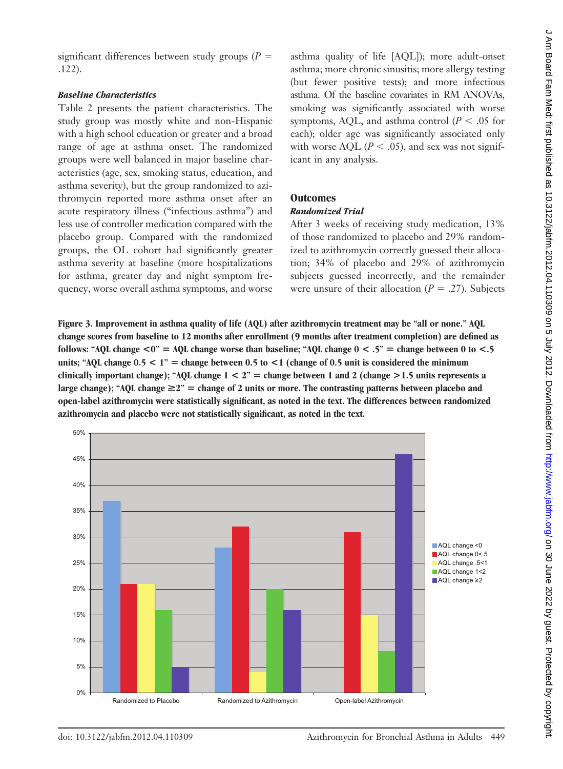significant differences between study groups ($P = .122$).

### *Baseline Characteristics*

Table 2 presents the patient characteristics. The study group was mostly white and non-Hispanic with a high school education or greater and a broad range of age at asthma onset. The randomized groups were well balanced in major baseline characteristics (age, sex, smoking status, education, and asthma severity), but the group randomized to azithromycin reported more asthma onset after an acute respiratory illness ("infectious asthma") and less use of controller medication compared with the placebo group. Compared with the randomized groups, the OL cohort had significantly greater asthma severity at baseline (more hospitalizations for asthma, greater day and night symptom frequency, worse overall asthma symptoms, and worse asthma quality of life [AQL]); more adult-onset asthma; more chronic sinusitis; more allergy testing (but fewer positive tests); and more infectious asthma. Of the baseline covariates in RM ANOVAs, smoking was significantly associated with worse symptoms, AQL, and asthma control ($P < .05$ for each); older age was significantly associated only with worse AQL ($P < .05$), and sex was not significant in any analysis.

## Outcomes

### *Randomized Trial*

After 3 weeks of receiving study medication, 13% of those randomized to placebo and 29% randomized to azithromycin correctly guessed their allocation; 34% of placebo and 29% of azithromycin subjects guessed incorrectly, and the remainder were unsure of their allocation ($P = .27$). Subjects

**Figure 3. Improvement in asthma quality of life (AQL) after azithromycin treatment may be "all or none." AQL change scores from baseline to 12 months after enrollment (9 months after treatment completion) are defined as follows: "AQL change <0" = AQL change worse than baseline; "AQL change 0 < .5" = change between 0 to <.5 units; "AQL change 0.5 < 1" = change between 0.5 to <1 (change of 0.5 unit is considered the minimum clinically important change); "AQL change 1 < 2" = change between 1 and 2 (change >1.5 units represents a large change); "AQL change ≥2" = change of 2 units or more. The contrasting patterns between placebo and open-label azithromycin were statistically significant, as noted in the text. The differences between randomized azithromycin and placebo were not statistically significant, as noted in the text.**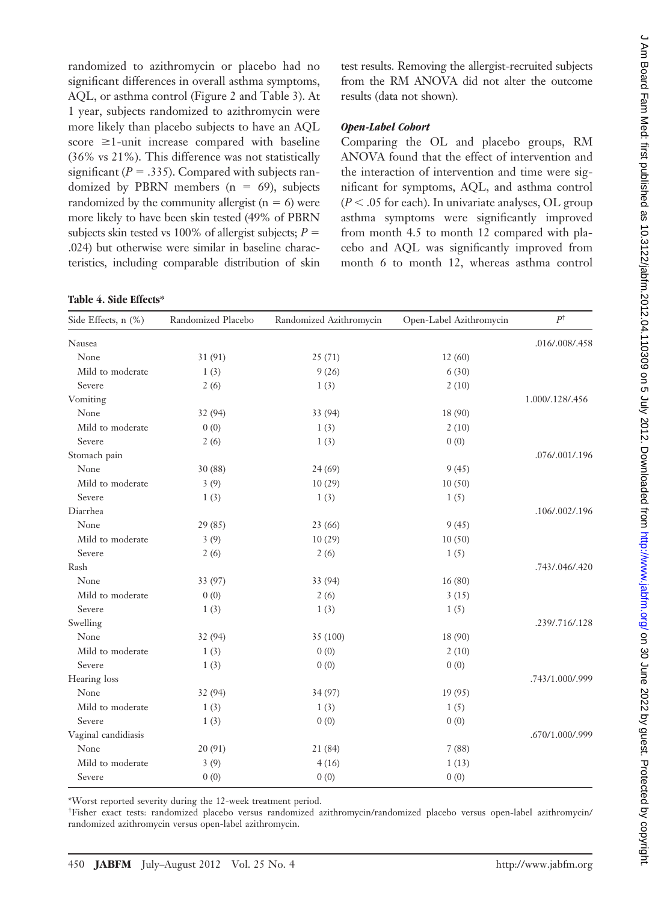randomized to azithromycin or placebo had no significant differences in overall asthma symptoms, AQL, or asthma control (Figure 2 and Table 3). At 1 year, subjects randomized to azithromycin were more likely than placebo subjects to have an AQL score ≥1-unit increase compared with baseline (36% vs 21%). This difference was not statistically significant ($P = .335$). Compared with subjects randomized by PBRN members (n = 69), subjects randomized by the community allergist (n = 6) were more likely to have been skin tested (49% of PBRN subjects skin tested vs 100% of allergist subjects; $P = .024$) but otherwise were similar in baseline characteristics, including comparable distribution of skin test results. Removing the allergist-recruited subjects from the RM ANOVA did not alter the outcome results (data not shown).

### *Open-Label Cohort*

Comparing the OL and placebo groups, RM ANOVA found that the effect of intervention and the interaction of intervention and time were significant for symptoms, AQL, and asthma control ($P < .05$ for each). In univariate analyses, OL group asthma symptoms were significantly improved from month 4.5 to month 12 compared with placebo and AQL was significantly improved from month 6 to month 12, whereas asthma control

**Table 4. Side Effects***

| Side Effects, n (%) | Randomized Placebo | Randomized Azithromycin | Open-Label Azithromycin | P[†] |
|---|---|---|---|---|
| Nausea | | | | .016/.008/.458 |
| None | 31 (91) | 25 (71) | 12 (60) | |
| Mild to moderate | 1 (3) | 9 (26) | 6 (30) | |
| Severe | 2 (6) | 1 (3) | 2 (10) | |
| Vomiting | | | | 1.000/.128/.456 |
| None | 32 (94) | 33 (94) | 18 (90) | |
| Mild to moderate | 0 (0) | 1 (3) | 2 (10) | |
| Severe | 2 (6) | 1 (3) | 0 (0) | |
| Stomach pain | | | | .076/.001/.196 |
| None | 30 (88) | 24 (69) | 9 (45) | |
| Mild to moderate | 3 (9) | 10 (29) | 10 (50) | |
| Severe | 1 (3) | 1 (3) | 1 (5) | |
| Diarrhea | | | | .106/.002/.196 |
| None | 29 (85) | 23 (66) | 9 (45) | |
| Mild to moderate | 3 (9) | 10 (29) | 10 (50) | |
| Severe | 2 (6) | 2 (6) | 1 (5) | |
| Rash | | | | .743/.046/.420 |
| None | 33 (97) | 33 (94) | 16 (80) | |
| Mild to moderate | 0 (0) | 2 (6) | 3 (15) | |
| Severe | 1 (3) | 1 (3) | 1 (5) | |
| Swelling | | | | .239/.716/.128 |
| None | 32 (94) | 35 (100) | 18 (90) | |
| Mild to moderate | 1 (3) | 0 (0) | 2 (10) | |
| Severe | 1 (3) | 0 (0) | 0 (0) | |
| Hearing loss | | | | .743/1.000/.999 |
| None | 32 (94) | 34 (97) | 19 (95) | |
| Mild to moderate | 1 (3) | 1 (3) | 1 (5) | |
| Severe | 1 (3) | 0 (0) | 0 (0) | |
| Vaginal candidiasis | | | | .670/1.000/.999 |
| None | 20 (91) | 21 (84) | 7 (88) | |
| Mild to moderate | 3 (9) | 4 (16) | 1 (13) | |
| Severe | 0 (0) | 0 (0) | 0 (0) | |

*Worst reported severity during the 12-week treatment period.

[†]Fisher exact tests: randomized placebo versus randomized azithromycin/randomized placebo versus open-label azithromycin/randomized azithromycin versus open-label azithromycin.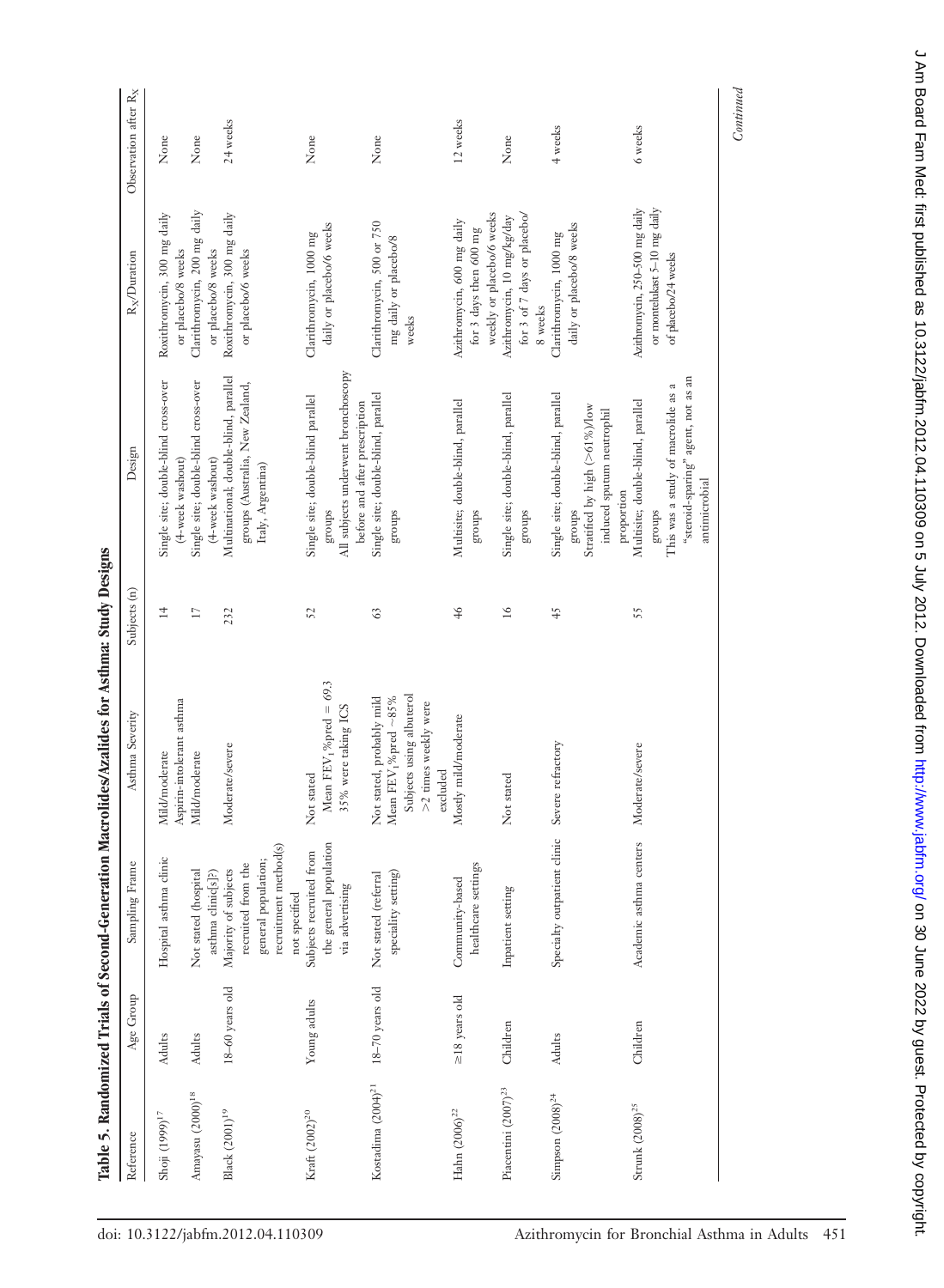**Table 5. Randomized Trials of Second-Generation Macrolides/Azalides for Asthma: Study Designs**

| Reference | Age Group | Sampling Frame | Asthma Severity | Subjects (n) | Design | $R_X$/Duration | Observation after $R_X$ |
|---|---|---|---|---|---|---|---|
| Shoji (1999)[17] | Adults | Hospital asthma clinic | Mild/moderate<br>Aspirin-intolerant asthma | 14 | Single site; double-blind cross-over (4-week washout) | Roxithromycin, 300 mg daily or placebo/8 weeks | None |
| Amayasu (2000)[18] | Adults | Not stated (hospital asthma clinic[s]?) | Mild/moderate | 17 | Single site; double-blind cross-over (4-week washout) | Clarithromycin, 200 mg daily or placebo/8 weeks | None |
| Black (2001)[19] | 18–60 years old | Majority of subjects recruited from the general population; recruitment method(s) not specified | Moderate/severe | 232 | Multinational; double-blind, parallel groups (Australia, New Zealand, Italy, Argentina) | Roxithromycin, 300 mg daily or placebo/6 weeks | 24 weeks |
| Kraft (2002)[20] | Young adults | Subjects recruited from the general population via advertising | Not stated<br>Mean $FEV_1$%pred = 69.3<br>35% were taking ICS | 52 | Single site; double-blind parallel groups<br>All subjects underwent bronchoscopy before and after prescription | Clarithromycin, 1000 mg daily or placebo/6 weeks | None |
| Kostadima (2004)[21] | 18–70 years old | Not stated (referral specialty setting) | Not stated, probably mild<br>Mean $FEV_1$%pred ~85%<br>Subjects using albuterol >2 times weekly were excluded | 63 | Single site; double-blind, parallel groups | Clarithromycin, 500 or 750 mg daily or placebo/8 weeks | None |
| Hahn (2006)[22] | ≥18 years old | Community-based healthcare settings | Mostly mild/moderate | 46 | Multisite; double-blind, parallel groups | Azithromycin, 600 mg daily for 3 days then 600 mg weekly or placebo/6 weeks | 12 weeks |
| Piacentini (2007)[23] | Children | Inpatient setting | Not stated | 16 | Single site; double-blind, parallel groups | Azithromycin, 10 mg/kg/day for 3 of 7 days or placebo/8 weeks | None |
| Simpson (2008)[24] | Adults | Specialty outpatient clinic | Severe refractory | 45 | Single site; double-blind, parallel groups<br>Stratified by high (>61%)/low induced sputum neutrophil proportion | Clarithromycin, 1000 mg daily or placebo/8 weeks | 4 weeks |
| Strunk (2008)[25] | Children | Academic asthma centers | Moderate/severe | 55 | Multisite; double-blind, parallel groups<br>This was a study of macrolide as a "steroid-sparing" agent, not as an antimicrobial | Azithromycin 250–500 mg daily or montelukast 5–10 mg daily or placebo/24 weeks | 6 weeks |

*Continued*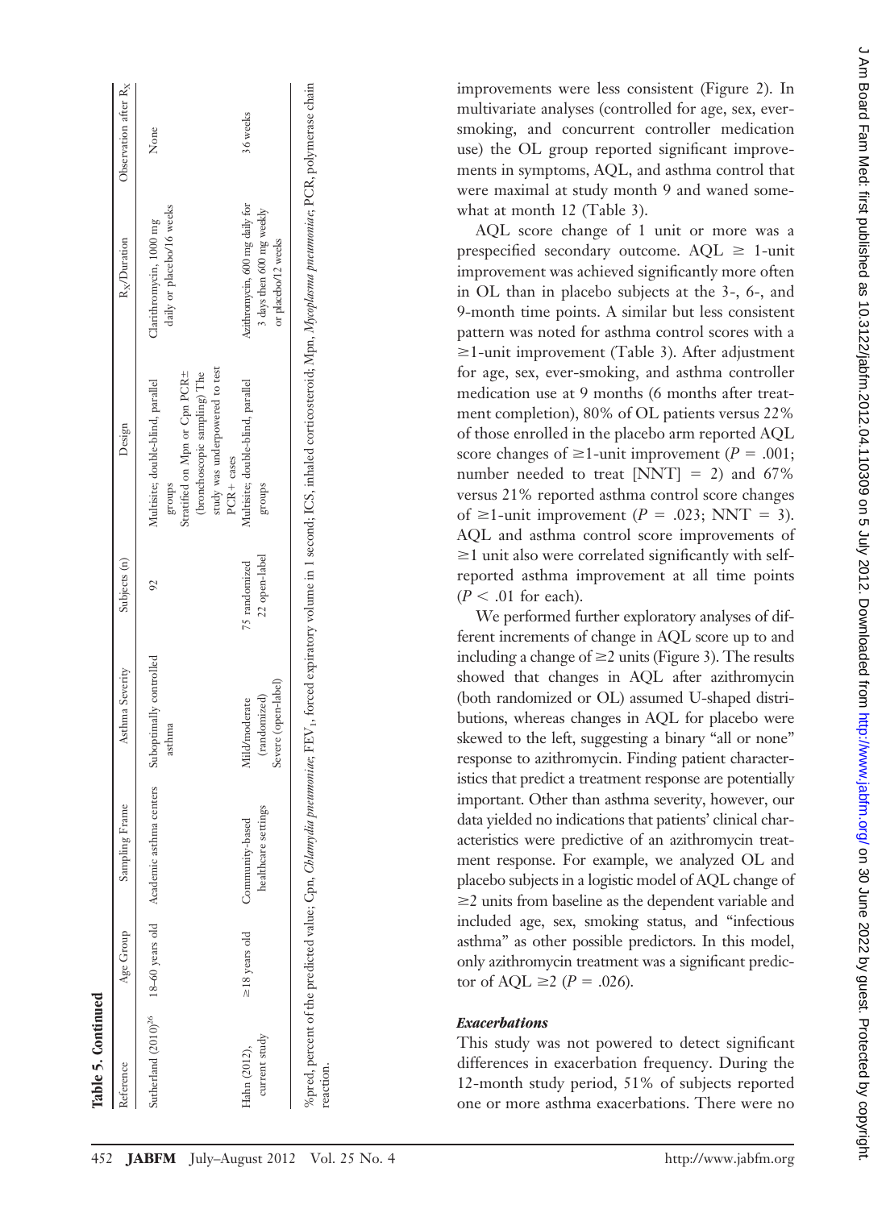**Table 5. Continued**

| Reference | Age Group | Sampling Frame | Asthma Severity | Subjects (n) | Design | $R_X$/Duration | Observation after $R_X$ |
|---|---|---|---|---|---|---|---|
| Sutherland (2010)[26] | 18–60 years old | Academic asthma centers | Suboptimally controlled asthma | 92 | Multisite; double-blind, parallel groups Stratified on Mpn or Cpn PCR± (bronchoscopic sampling) The study was underpowered to test PCR+ cases | Clarithromycin, 1000 mg daily or placebo/16 weeks | None |
| Hahn (2012), current study | ≥18 years old | Community-based healthcare settings | Mild/moderate (randomized) Severe (open-label) | 75 randomized 22 open-label | Multisite; double-blind, parallel groups | Azithromycin, 600 mg daily for 3 days then 600 mg weekly or placebo/12 weeks | 36 weeks |

%pred, percent of the predicted value; Cpn, *Chlamydia pneumoniae*; $FEV_1$, forced expiratory volume in 1 second; ICS, inhaled corticosteroid; Mpn, *Mycoplasma pneumoniae*; PCR, polymerase chain reaction.

improvements were less consistent (Figure 2). In multivariate analyses (controlled for age, sex, ever-smoking, and concurrent controller medication use) the OL group reported significant improvements in symptoms, AQL, and asthma control that were maximal at study month 9 and waned somewhat at month 12 (Table 3).

AQL score change of 1 unit or more was a prespecified secondary outcome. AQL ≥ 1-unit improvement was achieved significantly more often in OL than in placebo subjects at the 3-, 6-, and 9-month time points. A similar but less consistent pattern was noted for asthma control scores with a ≥1-unit improvement (Table 3). After adjustment for age, sex, ever-smoking, and asthma controller medication use at 9 months (6 months after treatment completion), 80% of OL patients versus 22% of those enrolled in the placebo arm reported AQL score changes of ≥1-unit improvement ($P = .001$; number needed to treat [NNT] = 2) and 67% versus 21% reported asthma control score changes of ≥1-unit improvement ($P = .023$; NNT = 3). AQL and asthma control score improvements of ≥1 unit also were correlated significantly with self-reported asthma improvement at all time points ($P < .01$ for each).

We performed further exploratory analyses of different increments of change in AQL score up to and including a change of ≥2 units (Figure 3). The results showed that changes in AQL after azithromycin (both randomized or OL) assumed U-shaped distributions, whereas changes in AQL for placebo were skewed to the left, suggesting a binary "all or none" response to azithromycin. Finding patient characteristics that predict a treatment response are potentially important. Other than asthma severity, however, our data yielded no indications that patients' clinical characteristics were predictive of an azithromycin treatment response. For example, we analyzed OL and placebo subjects in a logistic model of AQL change of ≥2 units from baseline as the dependent variable and included age, sex, smoking status, and "infectious asthma" as other possible predictors. In this model, only azithromycin treatment was a significant predictor of AQL ≥2 ($P = .026$).

### *Exacerbations*

This study was not powered to detect significant differences in exacerbation frequency. During the 12-month study period, 51% of subjects reported one or more asthma exacerbations. There were no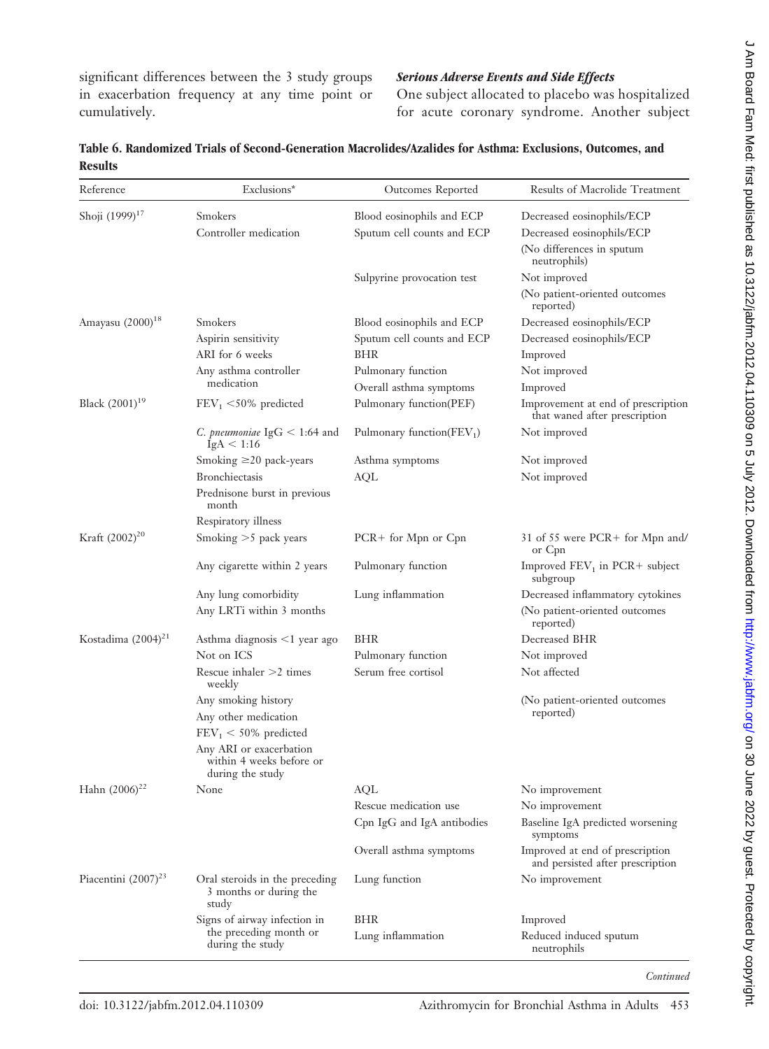significant differences between the 3 study groups in exacerbation frequency at any time point or cumulatively.

### *Serious Adverse Events and Side Effects*

One subject allocated to placebo was hospitalized for acute coronary syndrome. Another subject

**Table 6. Randomized Trials of Second-Generation Macrolides/Azalides for Asthma: Exclusions, Outcomes, and Results**

| Reference | Exclusions* | Outcomes Reported | Results of Macrolide Treatment |
|---|---|---|---|
| Shoji (1999)[17] | Smokers | Blood eosinophils and ECP | Decreased eosinophils/ECP |
| | Controller medication | Sputum cell counts and ECP | Decreased eosinophils/ECP |
| | | | (No differences in sputum neutrophils) |
| | | Sulpyrine provocation test | Not improved |
| | | | (No patient-oriented outcomes reported) |
| Amayasu (2000)[18] | Smokers | Blood eosinophils and ECP | Decreased eosinophils/ECP |
| | Aspirin sensitivity | Sputum cell counts and ECP | Decreased eosinophils/ECP |
| | ARI for 6 weeks | BHR | Improved |
| | Any asthma controller medication | Pulmonary function | Not improved |
| | | Overall asthma symptoms | Improved |
| Black (2001)[19] | $FEV_1$ <50% predicted | Pulmonary function(PEF) | Improvement at end of prescription that waned after prescription |
| | *C. pneumoniae* IgG < 1:64 and IgA < 1:16 | Pulmonary function($FEV_1$) | Not improved |
| | Smoking ≥20 pack-years | Asthma symptoms | Not improved |
| | Bronchiectasis | AQL | Not improved |
| | Prednisone burst in previous month | | |
| | Respiratory illness | | |
| Kraft (2002)[20] | Smoking >5 pack years | PCR+ for Mpn or Cpn | 31 of 55 were PCR+ for Mpn and/or Cpn |
| | Any cigarette within 2 years | Pulmonary function | Improved $FEV_1$ in PCR+ subject subgroup |
| | Any lung comorbidity | Lung inflammation | Decreased inflammatory cytokines |
| | Any LRTi within 3 months | | (No patient-oriented outcomes reported) |
| Kostadima (2004)[21] | Asthma diagnosis <1 year ago | BHR | Decreased BHR |
| | Not on ICS | Pulmonary function | Not improved |
| | Rescue inhaler >2 times weekly | Serum free cortisol | Not affected |
| | Any smoking history | | (No patient-oriented outcomes reported) |
| | Any other medication | | |
| | $FEV_1$ < 50% predicted | | |
| | Any ARI or exacerbation within 4 weeks before or during the study | | |
| Hahn (2006)[22] | None | AQL | No improvement |
| | | Rescue medication use | No improvement |
| | | Cpn IgG and IgA antibodies | Baseline IgA predicted worsening symptoms |
| | | Overall asthma symptoms | Improved at end of prescription and persisted after prescription |
| Piacentini (2007)[23] | Oral steroids in the preceding 3 months or during the study | Lung function | No improvement |
| | Signs of airway infection in the preceding month or during the study | BHR | Improved |
| | | Lung inflammation | Reduced induced sputum neutrophils |

*Continued*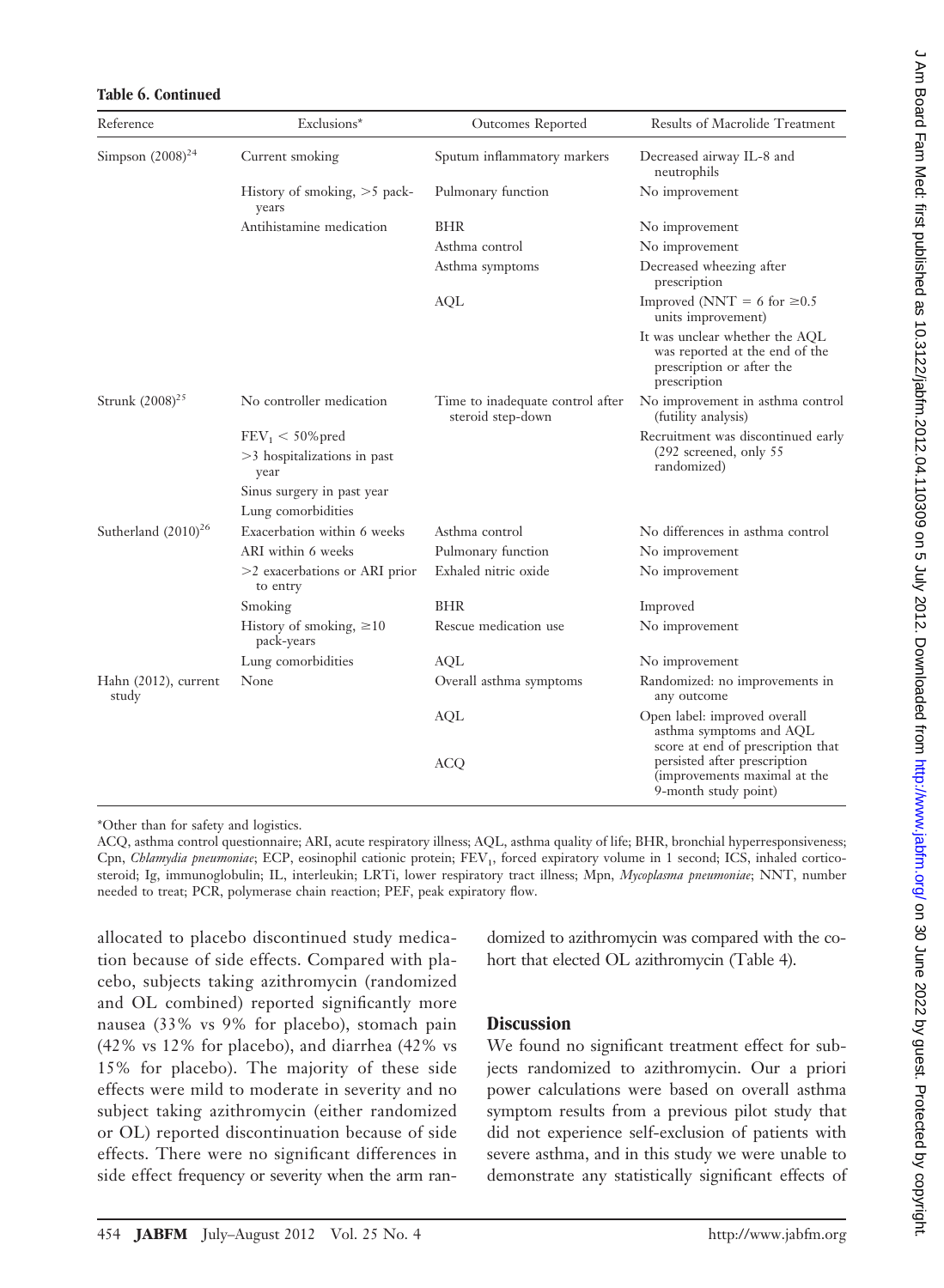**Table 6. Continued**

| Reference | Exclusions* | Outcomes Reported | Results of Macrolide Treatment |
|---|---|---|---|
| Simpson (2008)[24] | Current smoking | Sputum inflammatory markers | Decreased airway IL-8 and neutrophils |
| | History of smoking, >5 pack-years | Pulmonary function | No improvement |
| | Antihistamine medication | BHR | No improvement |
| | | Asthma control | No improvement |
| | | Asthma symptoms | Decreased wheezing after prescription |
| | | AQL | Improved (NNT = 6 for ≥0.5 units improvement) |
| | | | It was unclear whether the AQL was reported at the end of the prescription or after the prescription |
| Strunk (2008)[25] | No controller medication | Time to inadequate control after steroid step-down | No improvement in asthma control (futility analysis) |
| | $FEV_1$ < 50%pred | | Recruitment was discontinued early (292 screened, only 55 randomized) |
| | >3 hospitalizations in past year | | |
| | Sinus surgery in past year | | |
| | Lung comorbidities | | |
| Sutherland (2010)[26] | Exacerbation within 6 weeks | Asthma control | No differences in asthma control |
| | ARI within 6 weeks | Pulmonary function | No improvement |
| | >2 exacerbations or ARI prior to entry | Exhaled nitric oxide | No improvement |
| | Smoking | BHR | Improved |
| | History of smoking, ≥10 pack-years | Rescue medication use | No improvement |
| | Lung comorbidities | AQL | No improvement |
| Hahn (2012), current study | None | Overall asthma symptoms | Randomized: no improvements in any outcome |
| | | AQL | Open label: improved overall asthma symptoms and AQL score at end of prescription that persisted after prescription (improvements maximal at the 9-month study point) |
| | | ACQ | |

*Other than for safety and logistics.

ACQ, asthma control questionnaire; ARI, acute respiratory illness; AQL, asthma quality of life; BHR, bronchial hyperresponsiveness; Cpn, *Chlamydia pneumoniae*; ECP, eosinophil cationic protein; $FEV_1$, forced expiratory volume in 1 second; ICS, inhaled corticosteroid; Ig, immunoglobulin; IL, interleukin; LRTi, lower respiratory tract illness; Mpn, *Mycoplasma pneumoniae*; NNT, number needed to treat; PCR, polymerase chain reaction; PEF, peak expiratory flow.

allocated to placebo discontinued study medication because of side effects. Compared with placebo, subjects taking azithromycin (randomized and OL combined) reported significantly more nausea (33% vs 9% for placebo), stomach pain (42% vs 12% for placebo), and diarrhea (42% vs 15% for placebo). The majority of these side effects were mild to moderate in severity and no subject taking azithromycin (either randomized or OL) reported discontinuation because of side effects. There were no significant differences in side effect frequency or severity when the arm randomized to azithromycin was compared with the cohort that elected OL azithromycin (Table 4).

## Discussion

We found no significant treatment effect for subjects randomized to azithromycin. Our a priori power calculations were based on overall asthma symptom results from a previous pilot study that did not experience self-exclusion of patients with severe asthma, and in this study we were unable to demonstrate any statistically significant effects of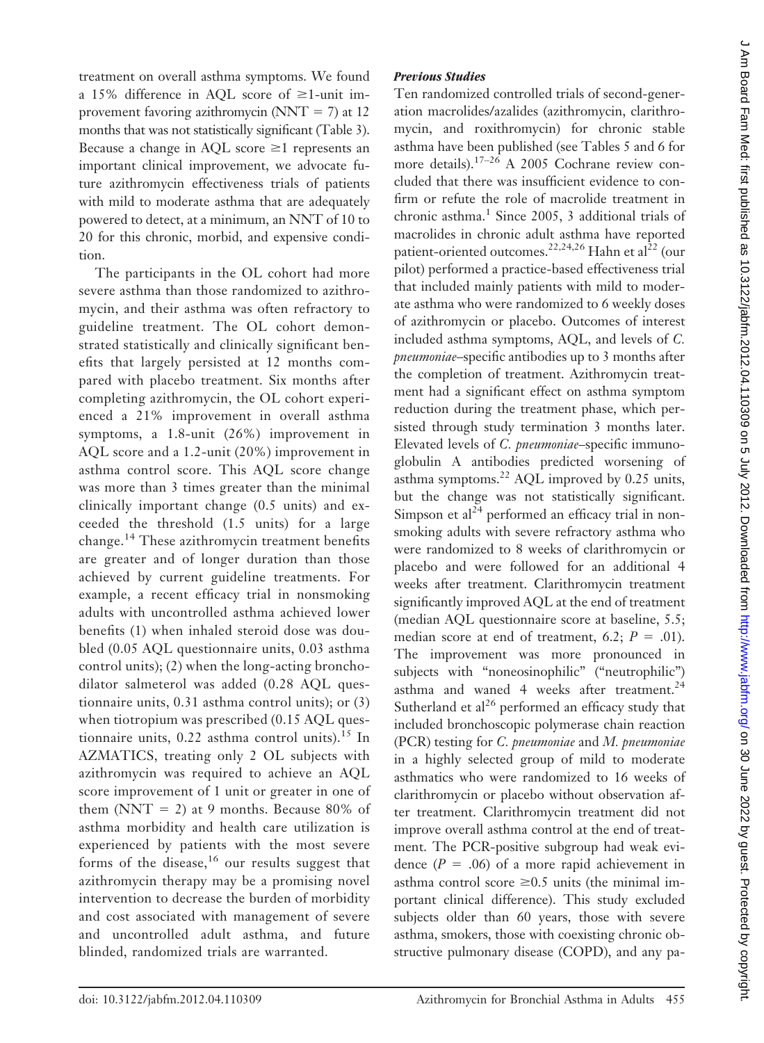treatment on overall asthma symptoms. We found a 15% difference in AQL score of ≥1-unit improvement favoring azithromycin (NNT = 7) at 12 months that was not statistically significant (Table 3). Because a change in AQL score ≥1 represents an important clinical improvement, we advocate future azithromycin effectiveness trials of patients with mild to moderate asthma that are adequately powered to detect, at a minimum, an NNT of 10 to 20 for this chronic, morbid, and expensive condition.

The participants in the OL cohort had more severe asthma than those randomized to azithromycin, and their asthma was often refractory to guideline treatment. The OL cohort demonstrated statistically and clinically significant benefits that largely persisted at 12 months compared with placebo treatment. Six months after completing azithromycin, the OL cohort experienced a 21% improvement in overall asthma symptoms, a 1.8-unit (26%) improvement in AQL score and a 1.2-unit (20%) improvement in asthma control score. This AQL score change was more than 3 times greater than the minimal clinically important change (0.5 units) and exceeded the threshold (1.5 units) for a large change.[14] These azithromycin treatment benefits are greater and of longer duration than those achieved by current guideline treatments. For example, a recent efficacy trial in nonsmoking adults with uncontrolled asthma achieved lower benefits (1) when inhaled steroid dose was doubled (0.05 AQL questionnaire units, 0.03 asthma control units); (2) when the long-acting bronchodilator salmeterol was added (0.28 AQL questionnaire units, 0.31 asthma control units); or (3) when tiotropium was prescribed (0.15 AQL questionnaire units, 0.22 asthma control units).[15] In AZMATICS, treating only 2 OL subjects with azithromycin was required to achieve an AQL score improvement of 1 unit or greater in one of them (NNT = 2) at 9 months. Because 80% of asthma morbidity and health care utilization is experienced by patients with the most severe forms of the disease,[16] our results suggest that azithromycin therapy may be a promising novel intervention to decrease the burden of morbidity and cost associated with management of severe and uncontrolled adult asthma, and future blinded, randomized trials are warranted.

### *Previous Studies*

Ten randomized controlled trials of second-generation macrolides/azalides (azithromycin, clarithromycin, and roxithromycin) for chronic stable asthma have been published (see Tables 5 and 6 for more details).[17–26] A 2005 Cochrane review concluded that there was insufficient evidence to confirm or refute the role of macrolide treatment in chronic asthma.[1] Since 2005, 3 additional trials of macrolides in chronic adult asthma have reported patient-oriented outcomes.[22,24,26] Hahn et al[22] (our pilot) performed a practice-based effectiveness trial that included mainly patients with mild to moderate asthma who were randomized to 6 weekly doses of azithromycin or placebo. Outcomes of interest included asthma symptoms, AQL, and levels of *C. pneumoniae*–specific antibodies up to 3 months after the completion of treatment. Azithromycin treatment had a significant effect on asthma symptom reduction during the treatment phase, which persisted through study termination 3 months later. Elevated levels of *C. pneumoniae*–specific immunoglobulin A antibodies predicted worsening of asthma symptoms.[22] AQL improved by 0.25 units, but the change was not statistically significant. Simpson et al[24] performed an efficacy trial in nonsmoking adults with severe refractory asthma who were randomized to 8 weeks of clarithromycin or placebo and were followed for an additional 4 weeks after treatment. Clarithromycin treatment significantly improved AQL at the end of treatment (median AQL questionnaire score at baseline, 5.5; median score at end of treatment, 6.2; $P = .01$). The improvement was more pronounced in subjects with "noneosinophilic" ("neutrophilic") asthma and waned 4 weeks after treatment.[24] Sutherland et al[26] performed an efficacy study that included bronchoscopic polymerase chain reaction (PCR) testing for *C. pneumoniae* and *M. pneumoniae* in a highly selected group of mild to moderate asthmatics who were randomized to 16 weeks of clarithromycin or placebo without observation after treatment. Clarithromycin treatment did not improve overall asthma control at the end of treatment. The PCR-positive subgroup had weak evidence ($P = .06$) of a more rapid achievement in asthma control score ≥0.5 units (the minimal important clinical difference). This study excluded subjects older than 60 years, those with severe asthma, smokers, those with coexisting chronic obstructive pulmonary disease (COPD), and any pa-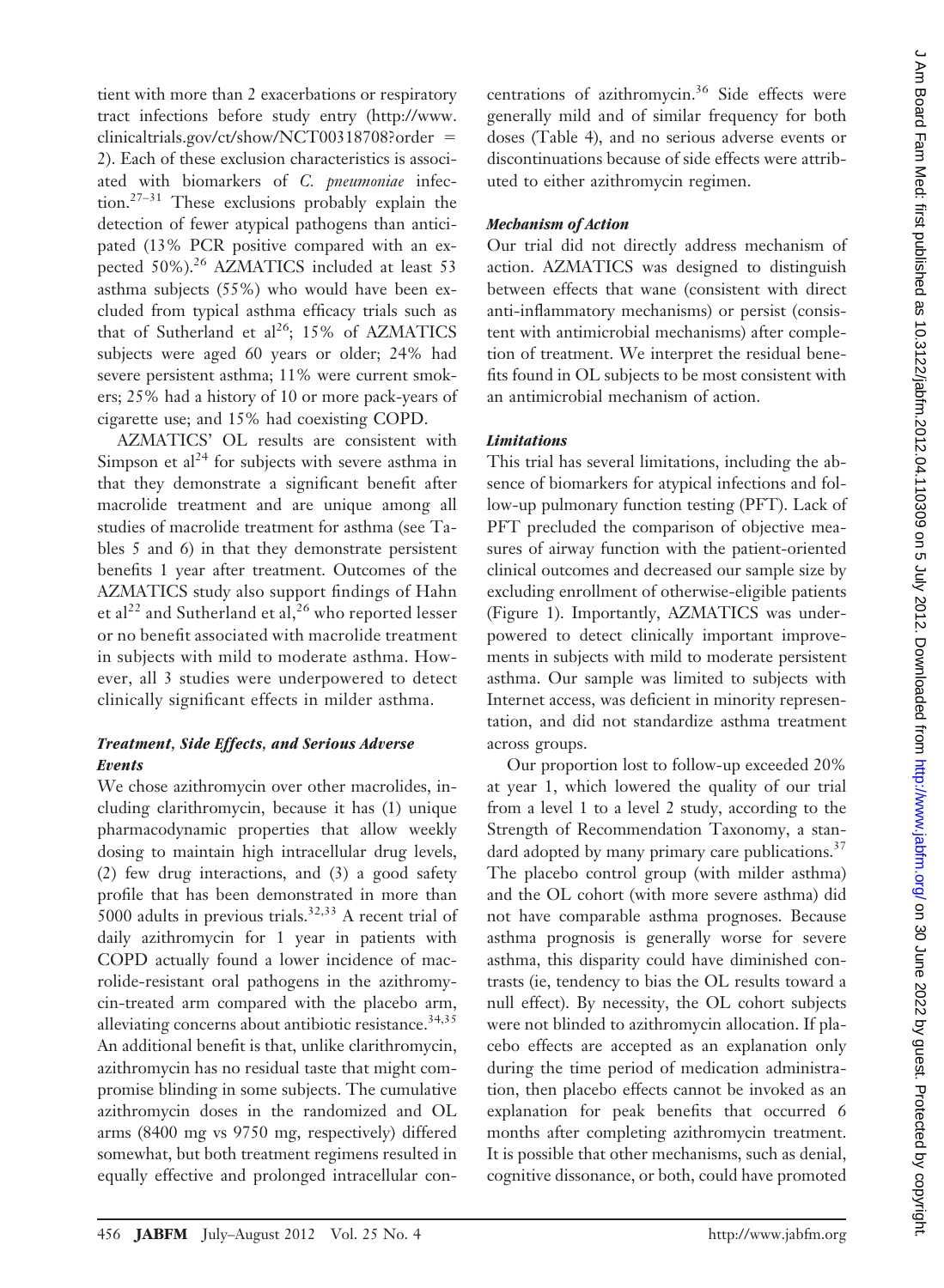tient with more than 2 exacerbations or respiratory tract infections before study entry (http://www.clinicaltrials.gov/ct/show/NCT00318708?order = 2). Each of these exclusion characteristics is associated with biomarkers of *C. pneumoniae* infection.[27–31] These exclusions probably explain the detection of fewer atypical pathogens than anticipated (13% PCR positive compared with an expected 50%).[26] AZMATICS included at least 53 asthma subjects (55%) who would have been excluded from typical asthma efficacy trials such as that of Sutherland et al[26]; 15% of AZMATICS subjects were aged 60 years or older; 24% had severe persistent asthma; 11% were current smokers; 25% had a history of 10 or more pack-years of cigarette use; and 15% had coexisting COPD.

AZMATICS' OL results are consistent with Simpson et al[24] for subjects with severe asthma in that they demonstrate a significant benefit after macrolide treatment and are unique among all studies of macrolide treatment for asthma (see Tables 5 and 6) in that they demonstrate persistent benefits 1 year after treatment. Outcomes of the AZMATICS study also support findings of Hahn et al[22] and Sutherland et al,[26] who reported lesser or no benefit associated with macrolide treatment in subjects with mild to moderate asthma. However, all 3 studies were underpowered to detect clinically significant effects in milder asthma.

### *Treatment, Side Effects, and Serious Adverse Events*

We chose azithromycin over other macrolides, including clarithromycin, because it has (1) unique pharmacodynamic properties that allow weekly dosing to maintain high intracellular drug levels, (2) few drug interactions, and (3) a good safety profile that has been demonstrated in more than 5000 adults in previous trials.[32,33] A recent trial of daily azithromycin for 1 year in patients with COPD actually found a lower incidence of macrolide-resistant oral pathogens in the azithromycin-treated arm compared with the placebo arm, alleviating concerns about antibiotic resistance.[34,35] An additional benefit is that, unlike clarithromycin, azithromycin has no residual taste that might compromise blinding in some subjects. The cumulative azithromycin doses in the randomized and OL arms (8400 mg vs 9750 mg, respectively) differed somewhat, but both treatment regimens resulted in equally effective and prolonged intracellular concentrations of azithromycin.[36] Side effects were generally mild and of similar frequency for both doses (Table 4), and no serious adverse events or discontinuations because of side effects were attributed to either azithromycin regimen.

### *Mechanism of Action*

Our trial did not directly address mechanism of action. AZMATICS was designed to distinguish between effects that wane (consistent with direct anti-inflammatory mechanisms) or persist (consistent with antimicrobial mechanisms) after completion of treatment. We interpret the residual benefits found in OL subjects to be most consistent with an antimicrobial mechanism of action.

### *Limitations*

This trial has several limitations, including the absence of biomarkers for atypical infections and follow-up pulmonary function testing (PFT). Lack of PFT precluded the comparison of objective measures of airway function with the patient-oriented clinical outcomes and decreased our sample size by excluding enrollment of otherwise-eligible patients (Figure 1). Importantly, AZMATICS was underpowered to detect clinically important improvements in subjects with mild to moderate persistent asthma. Our sample was limited to subjects with Internet access, was deficient in minority representation, and did not standardize asthma treatment across groups.

Our proportion lost to follow-up exceeded 20% at year 1, which lowered the quality of our trial from a level 1 to a level 2 study, according to the Strength of Recommendation Taxonomy, a standard adopted by many primary care publications.[37] The placebo control group (with milder asthma) and the OL cohort (with more severe asthma) did not have comparable asthma prognoses. Because asthma prognosis is generally worse for severe asthma, this disparity could have diminished contrasts (ie, tendency to bias the OL results toward a null effect). By necessity, the OL cohort subjects were not blinded to azithromycin allocation. If placebo effects are accepted as an explanation only during the time period of medication administration, then placebo effects cannot be invoked as an explanation for peak benefits that occurred 6 months after completing azithromycin treatment. It is possible that other mechanisms, such as denial, cognitive dissonance, or both, could have promoted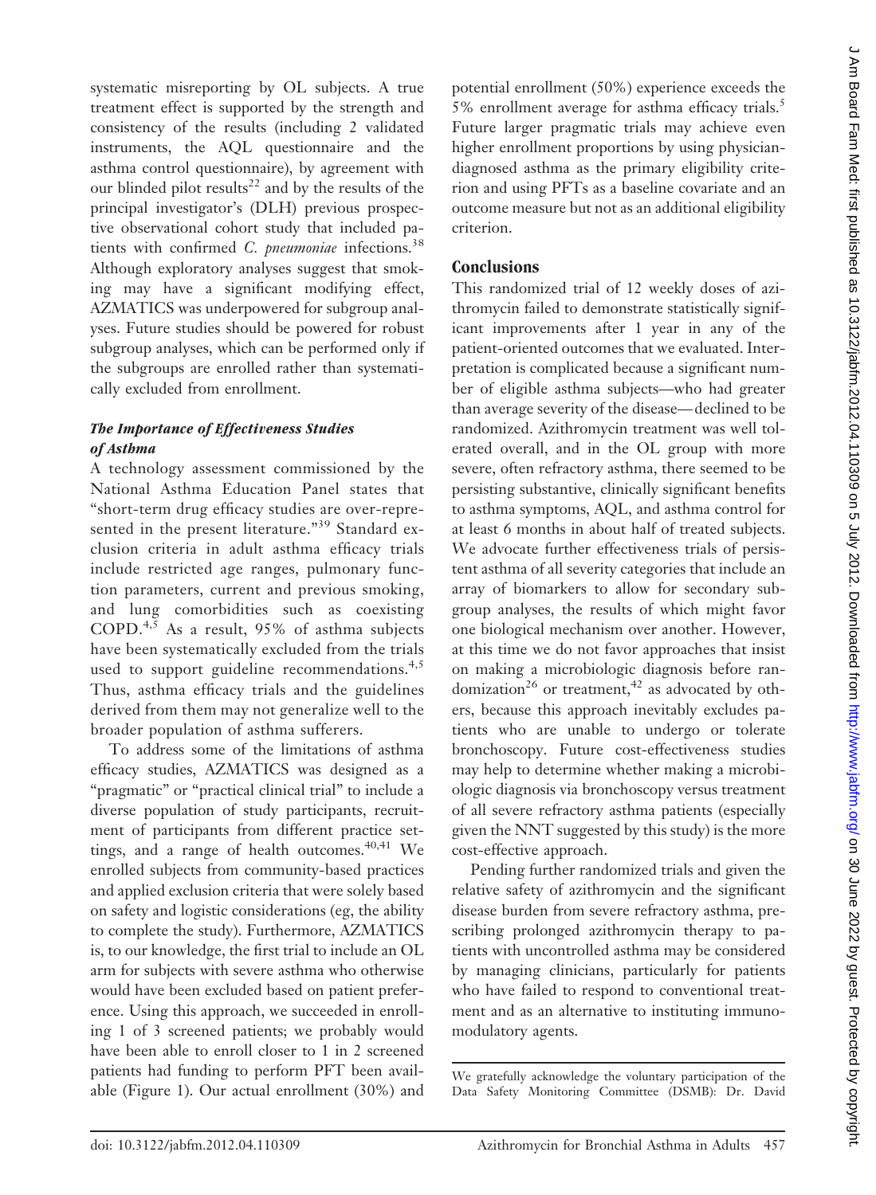systematic misreporting by OL subjects. A true treatment effect is supported by the strength and consistency of the results (including 2 validated instruments, the AQL questionnaire and the asthma control questionnaire), by agreement with our blinded pilot results[22] and by the results of the principal investigator's (DLH) previous prospective observational cohort study that included patients with confirmed *C. pneumoniae* infections.[38] Although exploratory analyses suggest that smoking may have a significant modifying effect, AZMATICS was underpowered for subgroup analyses. Future studies should be powered for robust subgroup analyses, which can be performed only if the subgroups are enrolled rather than systematically excluded from enrollment.

### *The Importance of Effectiveness Studies of Asthma*

A technology assessment commissioned by the National Asthma Education Panel states that "short-term drug efficacy studies are over-represented in the present literature."[39] Standard exclusion criteria in adult asthma efficacy trials include restricted age ranges, pulmonary function parameters, current and previous smoking, and lung comorbidities such as coexisting COPD.[4,5] As a result, 95% of asthma subjects have been systematically excluded from the trials used to support guideline recommendations.[4,5] Thus, asthma efficacy trials and the guidelines derived from them may not generalize well to the broader population of asthma sufferers.

To address some of the limitations of asthma efficacy studies, AZMATICS was designed as a "pragmatic" or "practical clinical trial" to include a diverse population of study participants, recruitment of participants from different practice settings, and a range of health outcomes.[40,41] We enrolled subjects from community-based practices and applied exclusion criteria that were solely based on safety and logistic considerations (eg, the ability to complete the study). Furthermore, AZMATICS is, to our knowledge, the first trial to include an OL arm for subjects with severe asthma who otherwise would have been excluded based on patient preference. Using this approach, we succeeded in enrolling 1 of 3 screened patients; we probably would have been able to enroll closer to 1 in 2 screened patients had funding to perform PFT been available (Figure 1). Our actual enrollment (30%) and potential enrollment (50%) experience exceeds the 5% enrollment average for asthma efficacy trials.[5] Future larger pragmatic trials may achieve even higher enrollment proportions by using physician-diagnosed asthma as the primary eligibility criterion and using PFTs as a baseline covariate and an outcome measure but not as an additional eligibility criterion.

## Conclusions

This randomized trial of 12 weekly doses of azithromycin failed to demonstrate statistically significant improvements after 1 year in any of the patient-oriented outcomes that we evaluated. Interpretation is complicated because a significant number of eligible asthma subjects—who had greater than average severity of the disease—declined to be randomized. Azithromycin treatment was well tolerated overall, and in the OL group with more severe, often refractory asthma, there seemed to be persisting substantive, clinically significant benefits to asthma symptoms, AQL, and asthma control for at least 6 months in about half of treated subjects. We advocate further effectiveness trials of persistent asthma of all severity categories that include an array of biomarkers to allow for secondary subgroup analyses, the results of which might favor one biological mechanism over another. However, at this time we do not favor approaches that insist on making a microbiologic diagnosis before randomization[26] or treatment,[42] as advocated by others, because this approach inevitably excludes patients who are unable to undergo or tolerate bronchoscopy. Future cost-effectiveness studies may help to determine whether making a microbiologic diagnosis via bronchoscopy versus treatment of all severe refractory asthma patients (especially given the NNT suggested by this study) is the more cost-effective approach.

Pending further randomized trials and given the relative safety of azithromycin and the significant disease burden from severe refractory asthma, prescribing prolonged azithromycin therapy to patients with uncontrolled asthma may be considered by managing clinicians, particularly for patients who have failed to respond to conventional treatment and as an alternative to instituting immunomodulatory agents.

We gratefully acknowledge the voluntary participation of the Data Safety Monitoring Committee (DSMB): Dr. David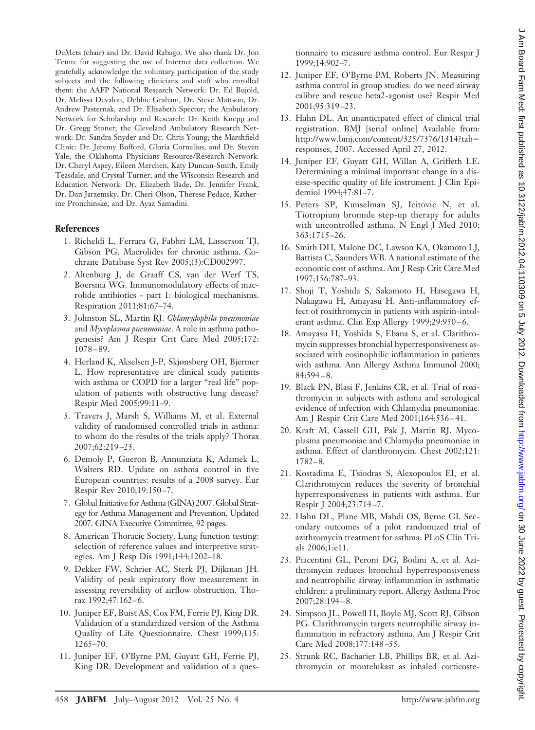DeMets (chair) and Dr. David Rabago. We also thank Dr. Jon Temte for suggesting the use of Internet data collection. We gratefully acknowledge the voluntary participation of the study subjects and the following clinicians and staff who enrolled them: the AAFP National Research Network: Dr. Ed Bujold, Dr. Melissa Devalon, Debbie Graham, Dr. Steve Mattson, Dr. Andrew Pasternak, and Dr. Elisabeth Spector; the Ambulatory Network for Scholarship and Research: Dr. Keith Knepp and Dr. Gregg Stoner; the Cleveland Ambulatory Research Network: Dr. Sandra Snyder and Dr. Chris Young; the Marshfield Clinic: Dr. Jeremy Bufford, Gloria Cornelius, and Dr. Steven Yale; the Oklahoma Physicians Resource/Research Network: Dr. Cheryl Aspey, Eileen Merchen, Katy Duncan-Smith, Emily Teasdale, and Crystal Turner; and the Wisconsin Research and Education Network: Dr. Elizabeth Bade, Dr. Jennifer Frank, Dr. Dan Jarzemsky, Dr. Cheri Olson, Therese Pedace, Katherine Pronchinske, and Dr. Ayaz Samadini.

## References

1. Richeldi L, Ferrara G, Fabbri LM, Lasserson TJ, Gibson PG. Macrolides for chronic asthma. Cochrane Database Syst Rev 2005;(3):CD002997.
2. Altenburg J, de Graaff CS, van der Werf TS, Boersma WG. Immunomodulatory effects of macrolide antibiotics - part 1: biological mechanisms. Respiration 2011;81:67–74.
3. Johnston SL, Martin RJ. *Chlamydophila pneumoniae* and *Mycoplasma pneumoniae*. A role in asthma pathogenesis? Am J Respir Crit Care Med 2005;172:1078–89.
4. Herland K, Akselsen J-P, Skjønsberg OH, Bjermer L. How representative are clinical study patients with asthma or COPD for a larger "real life" population of patients with obstructive lung disease? Respir Med 2005;99:11–9.
5. Travers J, Marsh S, Williams M, et al. External validity of randomised controlled trials in asthma: to whom do the results of the trials apply? Thorax 2007;62:219–23.
6. Demoly P, Gueron B, Annunziata K, Adamek L, Walters RD. Update on asthma control in five European countries: results of a 2008 survey. Eur Respir Rev 2010;19:150–7.
7. Global Initiative for Asthma (GINA) 2007. Global Strategy for Asthma Management and Prevention. Updated 2007. GINA Executive Committee, 92 pages.
8. American Thoracic Society. Lung function testing: selection of reference values and interpretive strategies. Am J Resp Dis 1991;144:1202–18.
9. Dekker FW, Schrier AC, Sterk PJ, Dijkman JH. Validity of peak expiratory flow measurement in assessing reversibility of airflow obstruction. Thorax 1992;47:162–6.
10. Juniper EF, Buist AS, Cox FM, Ferrie PJ, King DR. Validation of a standardized version of the Asthma Quality of Life Questionnaire. Chest 1999;115:1265–70.
11. Juniper EF, O'Byrne PM, Guyatt GH, Ferrie PJ, King DR. Development and validation of a questionnaire to measure asthma control. Eur Respir J 1999;14:902–7.
12. Juniper EF, O'Byrne PM, Roberts JN. Measuring asthma control in group studies: do we need airway calibre and rescue beta2-agonist use? Respir Med 2001;95:319–23.
13. Hahn DL. An unanticipated effect of clinical trial registration. BMJ [serial online] Available from: http://www.bmj.com/content/325/7376/1314?tab=responses, 2007. Accessed April 27, 2012.
14. Juniper EF, Guyatt GH, Willan A, Griffeth LE. Determining a minimal important change in a disease-specific quality of life instrument. J Clin Epidemiol 1994;47:81–7.
15. Peters SP, Kunselman SJ, Icitovic N, et al. Tiotropium bromide step-up therapy for adults with uncontrolled asthma. N Engl J Med 2010;363:1715–26.
16. Smith DH, Malone DC, Lawson KA, Okamoto LJ, Battista C, Saunders WB. A national estimate of the economic cost of asthma. Am J Resp Crit Care Med 1997;156:787–93.
17. Shoji T, Yoshida S, Sakamoto H, Hasegawa H, Nakagawa H, Amayasu H. Anti-inflammatory effect of roxithromycin in patients with aspirin-intolerant asthma. Clin Exp Allergy 1999;29:950–6.
18. Amayasu H, Yoshida S, Ebana S, et al. Clarithromycin suppresses bronchial hyperresponsiveness associated with eosinophilic inflammation in patients with asthma. Ann Allergy Asthma Immunol 2000;84:594–8.
19. Black PN, Blasi F, Jenkins CR, et al. Trial of roxithromycin in subjects with asthma and serological evidence of infection with Chlamydia pneumoniae. Am J Respir Crit Care Med 2001;164:536–41.
20. Kraft M, Cassell GH, Pak J, Martin RJ. Mycoplasma pneumoniae and Chlamydia pneumoniae in asthma. Effect of clarithromycin. Chest 2002;121:1782–8.
21. Kostadima E, Tsiodras S, Alexopoulos EI, et al. Clarithromycin reduces the severity of bronchial hyperresponsiveness in patients with asthma. Eur Respir J 2004;23:714–7.
22. Hahn DL, Plane MB, Mahdi OS, Byrne GI. Secondary outcomes of a pilot randomized trial of azithromycin treatment for asthma. PLoS Clin Trials 2006;1:e11.
23. Piacentini GL, Peroni DG, Bodini A, et al. Azithromycin reduces bronchial hyperresponsiveness and neutrophilic airway inflammation in asthmatic children: a preliminary report. Allergy Asthma Proc 2007;28:194–8.
24. Simpson JL, Powell H, Boyle MJ, Scott RJ, Gibson PG. Clarithromycin targets neutrophilic airway inflammation in refractory asthma. Am J Respir Crit Care Med 2008;177:148–55.
25. Strunk RC, Bacharier LB, Phillips BR, et al. Azithromycin or montelukast as inhaled corticoste-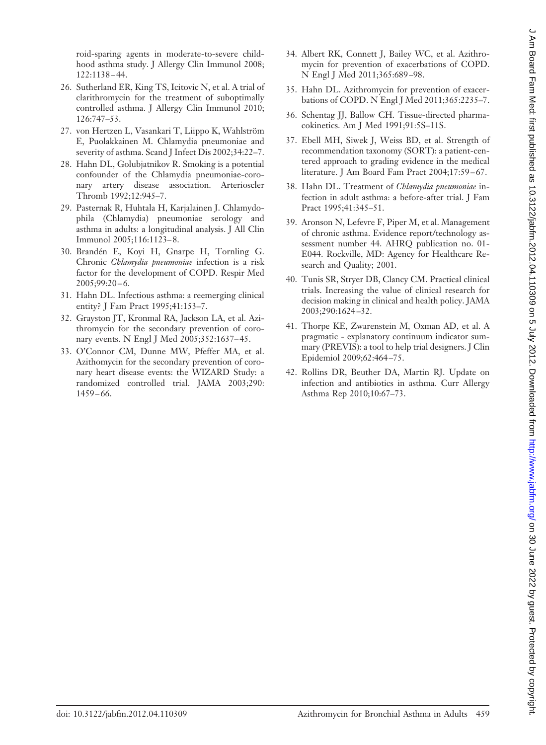roid-sparing agents in moderate-to-severe childhood asthma study. J Allergy Clin Immunol 2008; 122:1138–44.

26. Sutherland ER, King TS, Icitovic N, et al. A trial of clarithromycin for the treatment of suboptimally controlled asthma. J Allergy Clin Immunol 2010; 126:747–53.
27. von Hertzen L, Vasankari T, Liippo K, Wahlström E, Puolakkainen M. Chlamydia pneumoniae and severity of asthma. Scand J Infect Dis 2002;34:22–7.
28. Hahn DL, Golubjatnikov R. Smoking is a potential confounder of the Chlamydia pneumoniae-coronary artery disease association. Arterioscler Thromb 1992;12:945–7.
29. Pasternak R, Huhtala H, Karjalainen J. Chlamydophila (Chlamydia) pneumoniae serology and asthma in adults: a longitudinal analysis. J All Clin Immunol 2005;116:1123–8.
30. Brandén E, Koyi H, Gnarpe H, Tornling G. Chronic *Chlamydia pneumoniae* infection is a risk factor for the development of COPD. Respir Med 2005;99:20–6.
31. Hahn DL. Infectious asthma: a reemerging clinical entity? J Fam Pract 1995;41:153–7.
32. Grayston JT, Kronmal RA, Jackson LA, et al. Azithromycin for the secondary prevention of coronary events. N Engl J Med 2005;352:1637–45.
33. O'Connor CM, Dunne MW, Pfeffer MA, et al. Azithomycin for the secondary prevention of coronary heart disease events: the WIZARD Study: a randomized controlled trial. JAMA 2003;290: 1459–66.
34. Albert RK, Connett J, Bailey WC, et al. Azithromycin for prevention of exacerbations of COPD. N Engl J Med 2011;365:689–98.
35. Hahn DL. Azithromycin for prevention of exacerbations of COPD. N Engl J Med 2011;365:2235–7.
36. Schentag JJ, Ballow CH. Tissue-directed pharmacokinetics. Am J Med 1991;91:5S–11S.
37. Ebell MH, Siwek J, Weiss BD, et al. Strength of recommendation taxonomy (SORT): a patient-centered approach to grading evidence in the medical literature. J Am Board Fam Pract 2004;17:59–67.
38. Hahn DL. Treatment of *Chlamydia pneumoniae* infection in adult asthma: a before-after trial. J Fam Pract 1995;41:345–51.
39. Aronson N, Lefevre F, Piper M, et al. Management of chronic asthma. Evidence report/technology assessment number 44. AHRQ publication no. 01-E044. Rockville, MD: Agency for Healthcare Research and Quality; 2001.
40. Tunis SR, Stryer DB, Clancy CM. Practical clinical trials. Increasing the value of clinical research for decision making in clinical and health policy. JAMA 2003;290:1624–32.
41. Thorpe KE, Zwarenstein M, Oxman AD, et al. A pragmatic - explanatory continuum indicator summary (PREVIS): a tool to help trial designers. J Clin Epidemiol 2009;62:464–75.
42. Rollins DR, Beuther DA, Martin RJ. Update on infection and antibiotics in asthma. Curr Allergy Asthma Rep 2010;10:67–73.